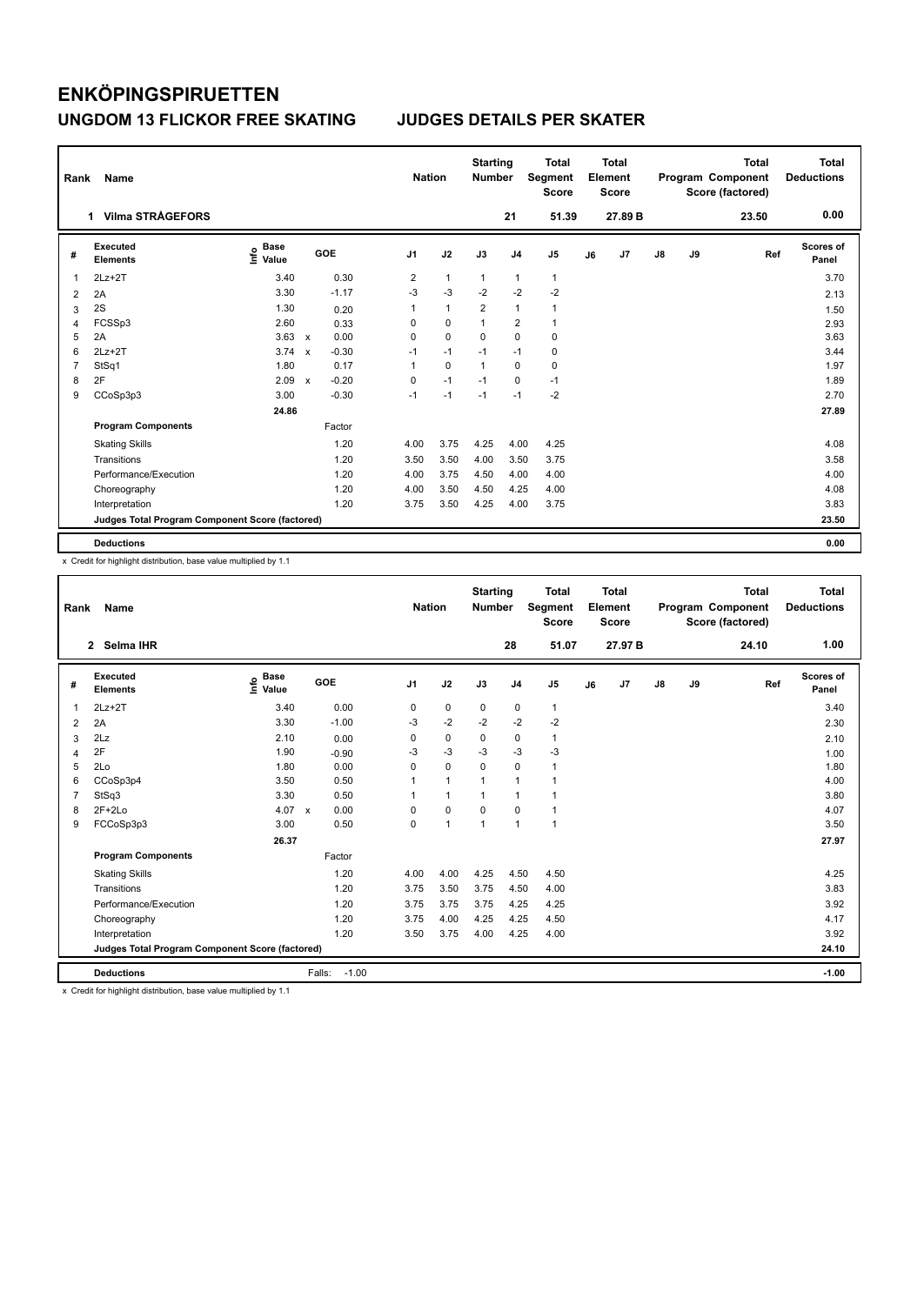# ENKÖPINGSPIRUETTEN

## UNGDOM 13 FLICKOR FREE SKATING JUDGES DETAILS PER SKATER

| Rank | Name | Nation | Starting Number | Total Segment Score | Total Element Score | Total Program Component Score (factored) | Total Deductions |
|---|---|---|---|---|---|---|---|
| 1 | Vilma STRÅGEFORS | | 21 | 51.39 | 27.89 B | 23.50 | 0.00 |

| # | Executed Elements | Info | Base Value | | GOE | J1 | J2 | J3 | J4 | J5 | J6 | J7 | J8 | J9 | Ref | Scores of Panel |
|---|---|---|---|---|---|---|---|---|---|---|---|---|---|---|---|---|
| 1 | 2Lz+2T | | 3.40 | | 0.30 | 2 | 1 | 1 | 1 | 1 | | | | | | 3.70 |
| 2 | 2A | | 3.30 | | -1.17 | -3 | -3 | -2 | -2 | -2 | | | | | | 2.13 |
| 3 | 2S | | 1.30 | | 0.20 | 1 | 1 | 2 | 1 | 1 | | | | | | 1.50 |
| 4 | FCSSp3 | | 2.60 | | 0.33 | 0 | 0 | 1 | 2 | 1 | | | | | | 2.93 |
| 5 | 2A | | 3.63 | x | 0.00 | 0 | 0 | 0 | 0 | 0 | | | | | | 3.63 |
| 6 | 2Lz+2T | | 3.74 | x | -0.30 | -1 | -1 | -1 | -1 | 0 | | | | | | 3.44 |
| 7 | StSq1 | | 1.80 | | 0.17 | 1 | 0 | 1 | 0 | 0 | | | | | | 1.97 |
| 8 | 2F | | 2.09 | x | -0.20 | 0 | -1 | -1 | 0 | -1 | | | | | | 1.89 |
| 9 | CCoSp3p3 | | 3.00 | | -0.30 | -1 | -1 | -1 | -1 | -2 | | | | | | 2.70 |
| | | | 24.86 | | | | | | | | | | | | | 27.89 |
| | **Program Components** | | | | Factor | | | | | | | | | | | |
| | Skating Skills | | | | 1.20 | 4.00 | 3.75 | 4.25 | 4.00 | 4.25 | | | | | | 4.08 |
| | Transitions | | | | 1.20 | 3.50 | 3.50 | 4.00 | 3.50 | 3.75 | | | | | | 3.58 |
| | Performance/Execution | | | | 1.20 | 4.00 | 3.75 | 4.50 | 4.00 | 4.00 | | | | | | 4.00 |
| | Choreography | | | | 1.20 | 4.00 | 3.50 | 4.50 | 4.25 | 4.00 | | | | | | 4.08 |
| | Interpretation | | | | 1.20 | 3.75 | 3.50 | 4.25 | 4.00 | 3.75 | | | | | | 3.83 |
| | **Judges Total Program Component Score (factored)** | | | | | | | | | | | | | | | 23.50 |
| | **Deductions** | | | | | | | | | | | | | | | 0.00 |

x Credit for highlight distribution, base value multiplied by 1.1

| Rank | Name | Nation | Starting Number | Total Segment Score | Total Element Score | Total Program Component Score (factored) | Total Deductions |
|---|---|---|---|---|---|---|---|
| 2 | Selma IHR | | 28 | 51.07 | 27.97 B | 24.10 | 1.00 |

| # | Executed Elements | Info | Base Value | | GOE | J1 | J2 | J3 | J4 | J5 | J6 | J7 | J8 | J9 | Ref | Scores of Panel |
|---|---|---|---|---|---|---|---|---|---|---|---|---|---|---|---|---|
| 1 | 2Lz+2T | | 3.40 | | 0.00 | 0 | 0 | 0 | 0 | 1 | | | | | | 3.40 |
| 2 | 2A | | 3.30 | | -1.00 | -3 | -2 | -2 | -2 | -2 | | | | | | 2.30 |
| 3 | 2Lz | | 2.10 | | 0.00 | 0 | 0 | 0 | 0 | 1 | | | | | | 2.10 |
| 4 | 2F | | 1.90 | | -0.90 | -3 | -3 | -3 | -3 | -3 | | | | | | 1.00 |
| 5 | 2Lo | | 1.80 | | 0.00 | 0 | 0 | 0 | 0 | 1 | | | | | | 1.80 |
| 6 | CCoSp3p4 | | 3.50 | | 0.50 | 1 | 1 | 1 | 1 | 1 | | | | | | 4.00 |
| 7 | StSq3 | | 3.30 | | 0.50 | 1 | 1 | 1 | 1 | 1 | | | | | | 3.80 |
| 8 | 2F+2Lo | | 4.07 | x | 0.00 | 0 | 0 | 0 | 0 | 1 | | | | | | 4.07 |
| 9 | FCCoSp3p3 | | 3.00 | | 0.50 | 0 | 1 | 1 | 1 | 1 | | | | | | 3.50 |
| | | | 26.37 | | | | | | | | | | | | | 27.97 |
| | **Program Components** | | | | Factor | | | | | | | | | | | |
| | Skating Skills | | | | 1.20 | 4.00 | 4.00 | 4.25 | 4.50 | 4.50 | | | | | | 4.25 |
| | Transitions | | | | 1.20 | 3.75 | 3.50 | 3.75 | 4.50 | 4.00 | | | | | | 3.83 |
| | Performance/Execution | | | | 1.20 | 3.75 | 3.75 | 3.75 | 4.25 | 4.25 | | | | | | 3.92 |
| | Choreography | | | | 1.20 | 3.75 | 4.00 | 4.25 | 4.25 | 4.50 | | | | | | 4.17 |
| | Interpretation | | | | 1.20 | 3.50 | 3.75 | 4.00 | 4.25 | 4.00 | | | | | | 3.92 |
| | **Judges Total Program Component Score (factored)** | | | | | | | | | | | | | | | 24.10 |
| | **Deductions** | | | Falls: | -1.00 | | | | | | | | | | | -1.00 |

x Credit for highlight distribution, base value multiplied by 1.1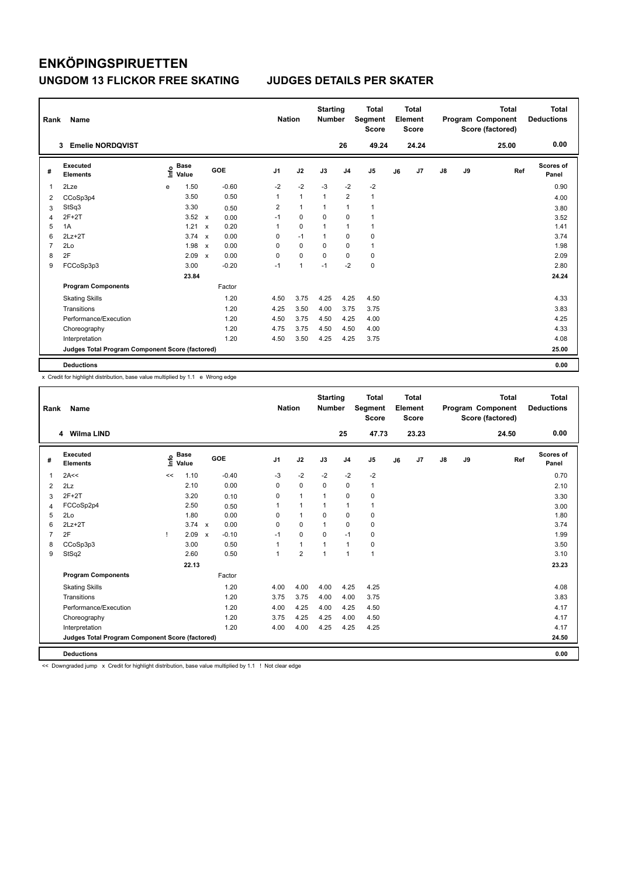# ENKÖPINGSPIRUETTEN

## UNGDOM 13 FLICKOR FREE SKATING JUDGES DETAILS PER SKATER

| Rank | Name | Nation | Starting Number | Total Segment Score | Total Element Score | Total Program Component Score (factored) | Total Deductions |
|---|---|---|---|---|---|---|---|
| 3 | Emelie NORDQVIST | | 26 | 49.24 | 24.24 | 25.00 | 0.00 |

| # | Executed Elements | Info | Base Value | | GOE | J1 | J2 | J3 | J4 | J5 | J6 | J7 | J8 | J9 | Ref | Scores of Panel |
|---|---|---|---|---|---|---|---|---|---|---|---|---|---|---|---|---|
| 1 | 2Lze | e | 1.50 | | -0.60 | -2 | -2 | -3 | -2 | -2 | | | | | | 0.90 |
| 2 | CCoSp3p4 | | 3.50 | | 0.50 | 1 | 1 | 1 | 2 | 1 | | | | | | 4.00 |
| 3 | StSq3 | | 3.30 | | 0.50 | 2 | 1 | 1 | 1 | 1 | | | | | | 3.80 |
| 4 | 2F+2T | | 3.52 | x | 0.00 | -1 | 0 | 0 | 0 | 1 | | | | | | 3.52 |
| 5 | 1A | | 1.21 | x | 0.20 | 1 | 0 | 1 | 1 | 1 | | | | | | 1.41 |
| 6 | 2Lz+2T | | 3.74 | x | 0.00 | 0 | -1 | 1 | 0 | 0 | | | | | | 3.74 |
| 7 | 2Lo | | 1.98 | x | 0.00 | 0 | 0 | 0 | 0 | 1 | | | | | | 1.98 |
| 8 | 2F | | 2.09 | x | 0.00 | 0 | 0 | 0 | 0 | 0 | | | | | | 2.09 |
| 9 | FCCoSp3p3 | | 3.00 | | -0.20 | -1 | 1 | -1 | -2 | 0 | | | | | | 2.80 |
| | | | 23.84 | | | | | | | | | | | | | 24.24 |
| | **Program Components** | | | | Factor | | | | | | | | | | | |
| | Skating Skills | | | | 1.20 | 4.50 | 3.75 | 4.25 | 4.25 | 4.50 | | | | | | 4.33 |
| | Transitions | | | | 1.20 | 4.25 | 3.50 | 4.00 | 3.75 | 3.75 | | | | | | 3.83 |
| | Performance/Execution | | | | 1.20 | 4.50 | 3.75 | 4.50 | 4.25 | 4.00 | | | | | | 4.25 |
| | Choreography | | | | 1.20 | 4.75 | 3.75 | 4.50 | 4.50 | 4.00 | | | | | | 4.33 |
| | Interpretation | | | | 1.20 | 4.50 | 3.50 | 4.25 | 4.25 | 3.75 | | | | | | 4.08 |
| | **Judges Total Program Component Score (factored)** | | | | | | | | | | | | | | | 25.00 |
| | **Deductions** | | | | | | | | | | | | | | | 0.00 |

x Credit for highlight distribution, base value multiplied by 1.1 e Wrong edge

| Rank | Name | Nation | Starting Number | Total Segment Score | Total Element Score | Total Program Component Score (factored) | Total Deductions |
|---|---|---|---|---|---|---|---|
| 4 | Wilma LIND | | 25 | 47.73 | 23.23 | 24.50 | 0.00 |

| # | Executed Elements | Info | Base Value | | GOE | J1 | J2 | J3 | J4 | J5 | J6 | J7 | J8 | J9 | Ref | Scores of Panel |
|---|---|---|---|---|---|---|---|---|---|---|---|---|---|---|---|---|
| 1 | 2A<< | << | 1.10 | | -0.40 | -3 | -2 | -2 | -2 | -2 | | | | | | 0.70 |
| 2 | 2Lz | | 2.10 | | 0.00 | 0 | 0 | 0 | 0 | 1 | | | | | | 2.10 |
| 3 | 2F+2T | | 3.20 | | 0.10 | 0 | 1 | 1 | 0 | 0 | | | | | | 3.30 |
| 4 | FCCoSp2p4 | | 2.50 | | 0.50 | 1 | 1 | 1 | 1 | 1 | | | | | | 3.00 |
| 5 | 2Lo | | 1.80 | | 0.00 | 0 | 1 | 0 | 0 | 0 | | | | | | 1.80 |
| 6 | 2Lz+2T | | 3.74 | x | 0.00 | 0 | 0 | 1 | 0 | 0 | | | | | | 3.74 |
| 7 | 2F | ! | 2.09 | x | -0.10 | -1 | 0 | 0 | -1 | 0 | | | | | | 1.99 |
| 8 | CCoSp3p3 | | 3.00 | | 0.50 | 1 | 1 | 1 | 1 | 0 | | | | | | 3.50 |
| 9 | StSq2 | | 2.60 | | 0.50 | 1 | 2 | 1 | 1 | 1 | | | | | | 3.10 |
| | | | 22.13 | | | | | | | | | | | | | 23.23 |
| | **Program Components** | | | | Factor | | | | | | | | | | | |
| | Skating Skills | | | | 1.20 | 4.00 | 4.00 | 4.00 | 4.25 | 4.25 | | | | | | 4.08 |
| | Transitions | | | | 1.20 | 3.75 | 3.75 | 4.00 | 4.00 | 3.75 | | | | | | 3.83 |
| | Performance/Execution | | | | 1.20 | 4.00 | 4.25 | 4.00 | 4.25 | 4.50 | | | | | | 4.17 |
| | Choreography | | | | 1.20 | 3.75 | 4.25 | 4.25 | 4.00 | 4.50 | | | | | | 4.17 |
| | Interpretation | | | | 1.20 | 4.00 | 4.00 | 4.25 | 4.25 | 4.25 | | | | | | 4.17 |
| | **Judges Total Program Component Score (factored)** | | | | | | | | | | | | | | | 24.50 |
| | **Deductions** | | | | | | | | | | | | | | | 0.00 |

<< Downgraded jump x Credit for highlight distribution, base value multiplied by 1.1 ! Not clear edge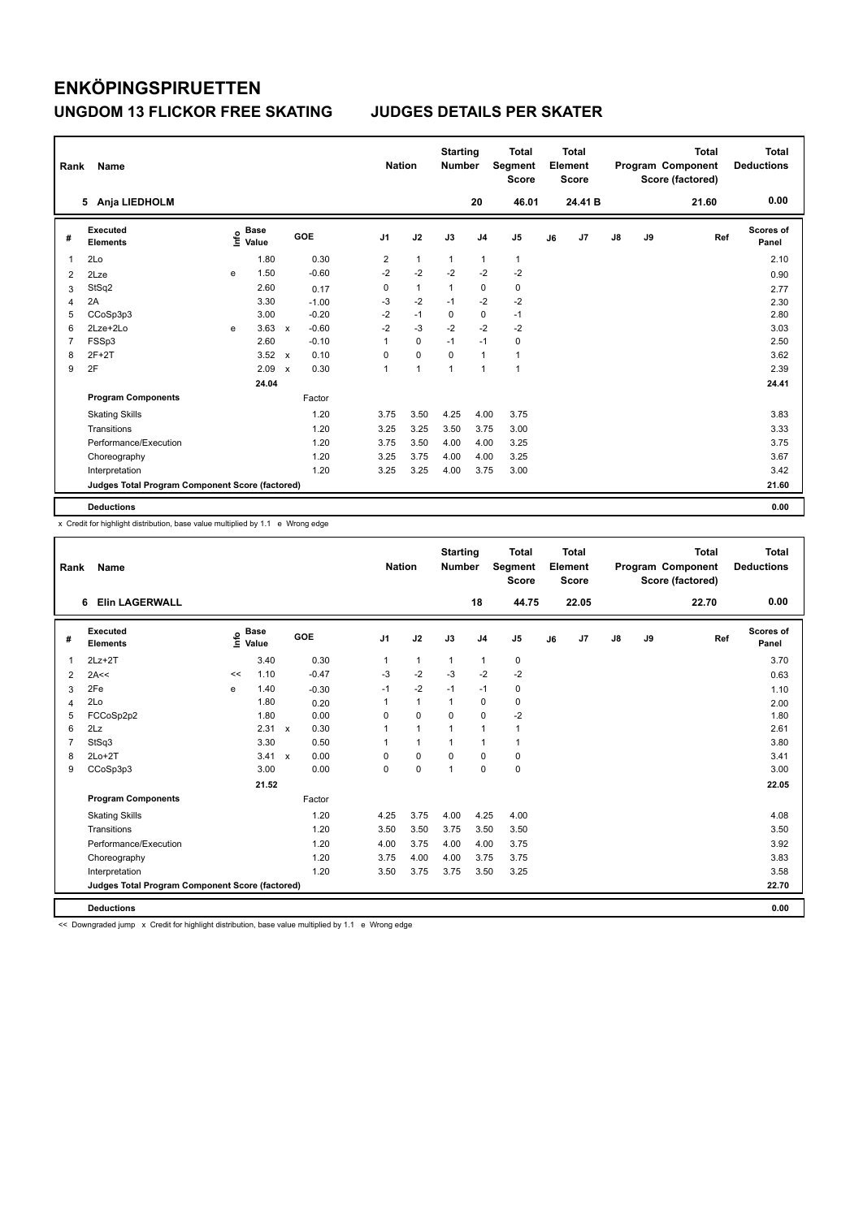# ENKÖPINGSPIRUETTEN

## UNGDOM 13 FLICKOR FREE SKATING — JUDGES DETAILS PER SKATER

| Rank | Name | Nation | Starting Number | Total Segment Score | Total Element Score | Total Program Component Score (factored) | Total Deductions |
|---|---|---|---|---|---|---|---|
| 5 | Anja LIEDHOLM | | 20 | 46.01 | 24.41 B | 21.60 | 0.00 |

| # | Executed Elements | Info | Base Value | | GOE | J1 | J2 | J3 | J4 | J5 | J6 | J7 | J8 | J9 | Ref | Scores of Panel |
|---|---|---|---|---|---|---|---|---|---|---|---|---|---|---|---|---|
| 1 | 2Lo | | 1.80 | | 0.30 | 2 | 1 | 1 | 1 | 1 | | | | | | 2.10 |
| 2 | 2Lze | e | 1.50 | | -0.60 | -2 | -2 | -2 | -2 | -2 | | | | | | 0.90 |
| 3 | StSq2 | | 2.60 | | 0.17 | 0 | 1 | 1 | 0 | 0 | | | | | | 2.77 |
| 4 | 2A | | 3.30 | | -1.00 | -3 | -2 | -1 | -2 | -2 | | | | | | 2.30 |
| 5 | CCoSp3p3 | | 3.00 | | -0.20 | -2 | -1 | 0 | 0 | -1 | | | | | | 2.80 |
| 6 | 2Lze+2Lo | e | 3.63 | x | -0.60 | -2 | -3 | -2 | -2 | -2 | | | | | | 3.03 |
| 7 | FSSp3 | | 2.60 | | -0.10 | 1 | 0 | -1 | -1 | 0 | | | | | | 2.50 |
| 8 | 2F+2T | | 3.52 | x | 0.10 | 0 | 0 | 0 | 1 | 1 | | | | | | 3.62 |
| 9 | 2F | | 2.09 | x | 0.30 | 1 | 1 | 1 | 1 | 1 | | | | | | 2.39 |
| | | | 24.04 | | | | | | | | | | | | | 24.41 |
| | **Program Components** | | | | Factor | | | | | | | | | | | |
| | Skating Skills | | | | 1.20 | 3.75 | 3.50 | 4.25 | 4.00 | 3.75 | | | | | | 3.83 |
| | Transitions | | | | 1.20 | 3.25 | 3.25 | 3.50 | 3.75 | 3.00 | | | | | | 3.33 |
| | Performance/Execution | | | | 1.20 | 3.75 | 3.50 | 4.00 | 4.00 | 3.25 | | | | | | 3.75 |
| | Choreography | | | | 1.20 | 3.25 | 3.75 | 4.00 | 4.00 | 3.25 | | | | | | 3.67 |
| | Interpretation | | | | 1.20 | 3.25 | 3.25 | 4.00 | 3.75 | 3.00 | | | | | | 3.42 |
| | **Judges Total Program Component Score (factored)** | | | | | | | | | | | | | | | 21.60 |
| | **Deductions** | | | | | | | | | | | | | | | 0.00 |

x Credit for highlight distribution, base value multiplied by 1.1 e Wrong edge

| Rank | Name | Nation | Starting Number | Total Segment Score | Total Element Score | Total Program Component Score (factored) | Total Deductions |
|---|---|---|---|---|---|---|---|
| 6 | Elin LAGERWALL | | 18 | 44.75 | 22.05 | 22.70 | 0.00 |

| # | Executed Elements | Info | Base Value | | GOE | J1 | J2 | J3 | J4 | J5 | J6 | J7 | J8 | J9 | Ref | Scores of Panel |
|---|---|---|---|---|---|---|---|---|---|---|---|---|---|---|---|---|
| 1 | 2Lz+2T | | 3.40 | | 0.30 | 1 | 1 | 1 | 1 | 0 | | | | | | 3.70 |
| 2 | 2A<< | << | 1.10 | | -0.47 | -3 | -2 | -3 | -2 | -2 | | | | | | 0.63 |
| 3 | 2Fe | e | 1.40 | | -0.30 | -1 | -2 | -1 | -1 | 0 | | | | | | 1.10 |
| 4 | 2Lo | | 1.80 | | 0.20 | 1 | 1 | 1 | 0 | 0 | | | | | | 2.00 |
| 5 | FCCoSp2p2 | | 1.80 | | 0.00 | 0 | 0 | 0 | 0 | -2 | | | | | | 1.80 |
| 6 | 2Lz | | 2.31 | x | 0.30 | 1 | 1 | 1 | 1 | 1 | | | | | | 2.61 |
| 7 | StSq3 | | 3.30 | | 0.50 | 1 | 1 | 1 | 1 | 1 | | | | | | 3.80 |
| 8 | 2Lo+2T | | 3.41 | x | 0.00 | 0 | 0 | 0 | 0 | 0 | | | | | | 3.41 |
| 9 | CCoSp3p3 | | 3.00 | | 0.00 | 0 | 0 | 1 | 0 | 0 | | | | | | 3.00 |
| | | | 21.52 | | | | | | | | | | | | | 22.05 |
| | **Program Components** | | | | Factor | | | | | | | | | | | |
| | Skating Skills | | | | 1.20 | 4.25 | 3.75 | 4.00 | 4.25 | 4.00 | | | | | | 4.08 |
| | Transitions | | | | 1.20 | 3.50 | 3.50 | 3.75 | 3.50 | 3.50 | | | | | | 3.50 |
| | Performance/Execution | | | | 1.20 | 4.00 | 3.75 | 4.00 | 4.00 | 3.75 | | | | | | 3.92 |
| | Choreography | | | | 1.20 | 3.75 | 4.00 | 4.00 | 3.75 | 3.75 | | | | | | 3.83 |
| | Interpretation | | | | 1.20 | 3.50 | 3.75 | 3.75 | 3.50 | 3.25 | | | | | | 3.58 |
| | **Judges Total Program Component Score (factored)** | | | | | | | | | | | | | | | 22.70 |
| | **Deductions** | | | | | | | | | | | | | | | 0.00 |

<< Downgraded jump x Credit for highlight distribution, base value multiplied by 1.1 e Wrong edge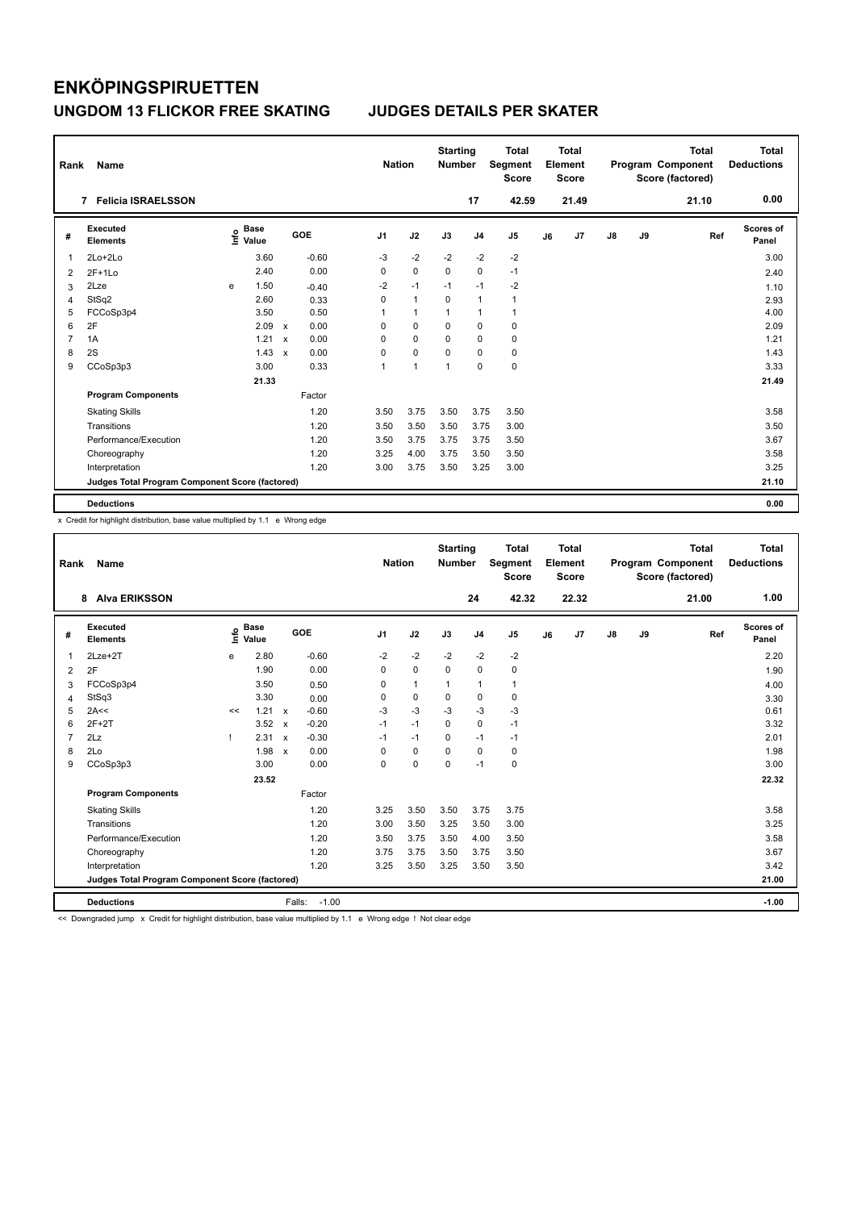# ENKÖPINGSPIRUETTEN

## UNGDOM 13 FLICKOR FREE SKATING JUDGES DETAILS PER SKATER

| Rank | Name | Nation | Starting Number | Total Segment Score | Total Element Score | Total Program Component Score (factored) | Total Deductions |
|---|---|---|---|---|---|---|---|
| 7 | Felicia ISRAELSSON | | 17 | 42.59 | 21.49 | 21.10 | 0.00 |

| # | Executed Elements | Info | Base Value | | GOE | J1 | J2 | J3 | J4 | J5 | J6 | J7 | J8 | J9 | Ref | Scores of Panel |
|---|---|---|---|---|---|---|---|---|---|---|---|---|---|---|---|---|
| 1 | 2Lo+2Lo | | 3.60 | | -0.60 | -3 | -2 | -2 | -2 | -2 | | | | | | 3.00 |
| 2 | 2F+1Lo | | 2.40 | | 0.00 | 0 | 0 | 0 | 0 | -1 | | | | | | 2.40 |
| 3 | 2Lze | e | 1.50 | | -0.40 | -2 | -1 | -1 | -1 | -2 | | | | | | 1.10 |
| 4 | StSq2 | | 2.60 | | 0.33 | 0 | 1 | 0 | 1 | 1 | | | | | | 2.93 |
| 5 | FCCoSp3p4 | | 3.50 | | 0.50 | 1 | 1 | 1 | 1 | 1 | | | | | | 4.00 |
| 6 | 2F | | 2.09 | x | 0.00 | 0 | 0 | 0 | 0 | 0 | | | | | | 2.09 |
| 7 | 1A | | 1.21 | x | 0.00 | 0 | 0 | 0 | 0 | 0 | | | | | | 1.21 |
| 8 | 2S | | 1.43 | x | 0.00 | 0 | 0 | 0 | 0 | 0 | | | | | | 1.43 |
| 9 | CCoSp3p3 | | 3.00 | | 0.33 | 1 | 1 | 1 | 0 | 0 | | | | | | 3.33 |
| | | | 21.33 | | | | | | | | | | | | | 21.49 |
| | **Program Components** | | | | Factor | | | | | | | | | | | |
| | Skating Skills | | | | 1.20 | 3.50 | 3.75 | 3.50 | 3.75 | 3.50 | | | | | | 3.58 |
| | Transitions | | | | 1.20 | 3.50 | 3.50 | 3.50 | 3.75 | 3.00 | | | | | | 3.50 |
| | Performance/Execution | | | | 1.20 | 3.50 | 3.75 | 3.75 | 3.75 | 3.50 | | | | | | 3.67 |
| | Choreography | | | | 1.20 | 3.25 | 4.00 | 3.75 | 3.50 | 3.50 | | | | | | 3.58 |
| | Interpretation | | | | 1.20 | 3.00 | 3.75 | 3.50 | 3.25 | 3.00 | | | | | | 3.25 |
| | **Judges Total Program Component Score (factored)** | | | | | | | | | | | | | | | 21.10 |
| | **Deductions** | | | | | | | | | | | | | | | 0.00 |

x Credit for highlight distribution, base value multiplied by 1.1 e Wrong edge

| Rank | Name | Nation | Starting Number | Total Segment Score | Total Element Score | Total Program Component Score (factored) | Total Deductions |
|---|---|---|---|---|---|---|---|
| 8 | Alva ERIKSSON | | 24 | 42.32 | 22.32 | 21.00 | 1.00 |

| # | Executed Elements | Info | Base Value | | GOE | J1 | J2 | J3 | J4 | J5 | J6 | J7 | J8 | J9 | Ref | Scores of Panel |
|---|---|---|---|---|---|---|---|---|---|---|---|---|---|---|---|---|
| 1 | 2Lze+2T | e | 2.80 | | -0.60 | -2 | -2 | -2 | -2 | -2 | | | | | | 2.20 |
| 2 | 2F | | 1.90 | | 0.00 | 0 | 0 | 0 | 0 | 0 | | | | | | 1.90 |
| 3 | FCCoSp3p4 | | 3.50 | | 0.50 | 0 | 1 | 1 | 1 | 1 | | | | | | 4.00 |
| 4 | StSq3 | | 3.30 | | 0.00 | 0 | 0 | 0 | 0 | 0 | | | | | | 3.30 |
| 5 | 2A<< | << | 1.21 | x | -0.60 | -3 | -3 | -3 | -3 | -3 | | | | | | 0.61 |
| 6 | 2F+2T | | 3.52 | x | -0.20 | -1 | -1 | 0 | 0 | -1 | | | | | | 3.32 |
| 7 | 2Lz | ! | 2.31 | x | -0.30 | -1 | -1 | 0 | -1 | -1 | | | | | | 2.01 |
| 8 | 2Lo | | 1.98 | x | 0.00 | 0 | 0 | 0 | 0 | 0 | | | | | | 1.98 |
| 9 | CCoSp3p3 | | 3.00 | | 0.00 | 0 | 0 | 0 | -1 | 0 | | | | | | 3.00 |
| | | | 23.52 | | | | | | | | | | | | | 22.32 |
| | **Program Components** | | | | Factor | | | | | | | | | | | |
| | Skating Skills | | | | 1.20 | 3.25 | 3.50 | 3.50 | 3.75 | 3.75 | | | | | | 3.58 |
| | Transitions | | | | 1.20 | 3.00 | 3.50 | 3.25 | 3.50 | 3.00 | | | | | | 3.25 |
| | Performance/Execution | | | | 1.20 | 3.50 | 3.75 | 3.50 | 4.00 | 3.50 | | | | | | 3.58 |
| | Choreography | | | | 1.20 | 3.75 | 3.75 | 3.50 | 3.75 | 3.50 | | | | | | 3.67 |
| | Interpretation | | | | 1.20 | 3.25 | 3.50 | 3.25 | 3.50 | 3.50 | | | | | | 3.42 |
| | **Judges Total Program Component Score (factored)** | | | | | | | | | | | | | | | 21.00 |
| | **Deductions** | | | Falls: | -1.00 | | | | | | | | | | | -1.00 |

<< Downgraded jump x Credit for highlight distribution, base value multiplied by 1.1 e Wrong edge ! Not clear edge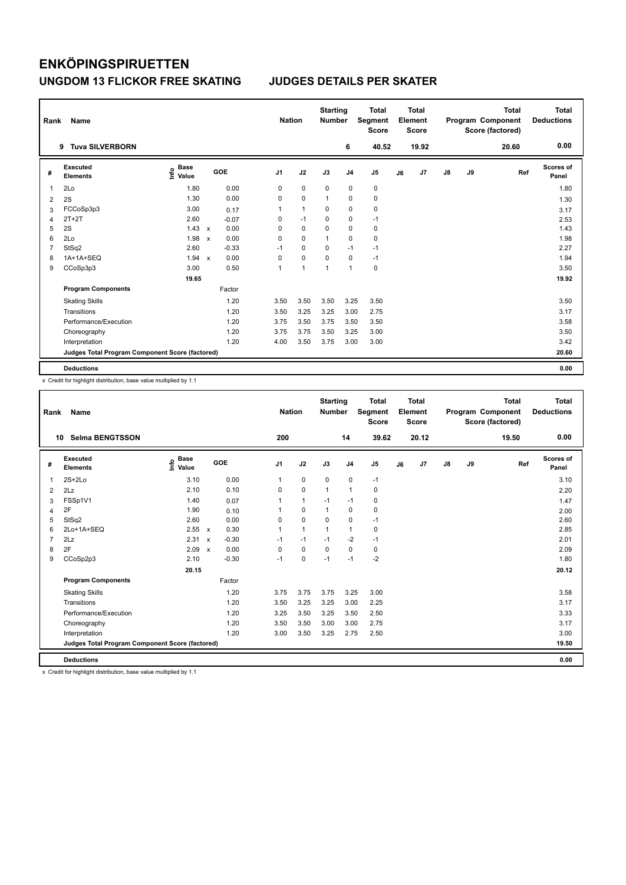# ENKÖPINGSPIRUETTEN

## UNGDOM 13 FLICKOR FREE SKATING JUDGES DETAILS PER SKATER

| Rank | Name | Nation | Starting Number | Total Segment Score | Total Element Score | Total Program Component Score (factored) | Total Deductions |
|---|---|---|---|---|---|---|---|
| 9 | Tuva SILVERBORN | | 6 | 40.52 | 19.92 | 20.60 | 0.00 |

| # | Executed Elements | Info | Base Value | | GOE | J1 | J2 | J3 | J4 | J5 | J6 | J7 | J8 | J9 | Ref | Scores of Panel |
|---|---|---|---|---|---|---|---|---|---|---|---|---|---|---|---|---|
| 1 | 2Lo | | 1.80 | | 0.00 | 0 | 0 | 0 | 0 | 0 | | | | | | 1.80 |
| 2 | 2S | | 1.30 | | 0.00 | 0 | 0 | 1 | 0 | 0 | | | | | | 1.30 |
| 3 | FCCoSp3p3 | | 3.00 | | 0.17 | 1 | 1 | 0 | 0 | 0 | | | | | | 3.17 |
| 4 | 2T+2T | | 2.60 | | -0.07 | 0 | -1 | 0 | 0 | -1 | | | | | | 2.53 |
| 5 | 2S | | 1.43 | x | 0.00 | 0 | 0 | 0 | 0 | 0 | | | | | | 1.43 |
| 6 | 2Lo | | 1.98 | x | 0.00 | 0 | 0 | 1 | 0 | 0 | | | | | | 1.98 |
| 7 | StSq2 | | 2.60 | | -0.33 | -1 | 0 | 0 | -1 | -1 | | | | | | 2.27 |
| 8 | 1A+1A+SEQ | | 1.94 | x | 0.00 | 0 | 0 | 0 | 0 | -1 | | | | | | 1.94 |
| 9 | CCoSp3p3 | | 3.00 | | 0.50 | 1 | 1 | 1 | 1 | 0 | | | | | | 3.50 |
| | | | 19.65 | | | | | | | | | | | | | 19.92 |
| | **Program Components** | | | | Factor | | | | | | | | | | | |
| | Skating Skills | | | | 1.20 | 3.50 | 3.50 | 3.50 | 3.25 | 3.50 | | | | | | 3.50 |
| | Transitions | | | | 1.20 | 3.50 | 3.25 | 3.25 | 3.00 | 2.75 | | | | | | 3.17 |
| | Performance/Execution | | | | 1.20 | 3.75 | 3.50 | 3.75 | 3.50 | 3.50 | | | | | | 3.58 |
| | Choreography | | | | 1.20 | 3.75 | 3.75 | 3.50 | 3.25 | 3.00 | | | | | | 3.50 |
| | Interpretation | | | | 1.20 | 4.00 | 3.50 | 3.75 | 3.00 | 3.00 | | | | | | 3.42 |
| | **Judges Total Program Component Score (factored)** | | | | | | | | | | | | | | | 20.60 |
| | **Deductions** | | | | | | | | | | | | | | | 0.00 |

x Credit for highlight distribution, base value multiplied by 1.1

| Rank | Name | Nation | Starting Number | Total Segment Score | Total Element Score | Total Program Component Score (factored) | Total Deductions |
|---|---|---|---|---|---|---|---|
| 10 | Selma BENGTSSON | 200 | 14 | 39.62 | 20.12 | 19.50 | 0.00 |

| # | Executed Elements | Info | Base Value | | GOE | J1 | J2 | J3 | J4 | J5 | J6 | J7 | J8 | J9 | Ref | Scores of Panel |
|---|---|---|---|---|---|---|---|---|---|---|---|---|---|---|---|---|
| 1 | 2S+2Lo | | 3.10 | | 0.00 | 1 | 0 | 0 | 0 | -1 | | | | | | 3.10 |
| 2 | 2Lz | | 2.10 | | 0.10 | 0 | 0 | 1 | 1 | 0 | | | | | | 2.20 |
| 3 | FSSp1V1 | | 1.40 | | 0.07 | 1 | 1 | -1 | -1 | 0 | | | | | | 1.47 |
| 4 | 2F | | 1.90 | | 0.10 | 1 | 0 | 1 | 0 | 0 | | | | | | 2.00 |
| 5 | StSq2 | | 2.60 | | 0.00 | 0 | 0 | 0 | 0 | -1 | | | | | | 2.60 |
| 6 | 2Lo+1A+SEQ | | 2.55 | x | 0.30 | 1 | 1 | 1 | 1 | 0 | | | | | | 2.85 |
| 7 | 2Lz | | 2.31 | x | -0.30 | -1 | -1 | -1 | -2 | -1 | | | | | | 2.01 |
| 8 | 2F | | 2.09 | x | 0.00 | 0 | 0 | 0 | 0 | 0 | | | | | | 2.09 |
| 9 | CCoSp2p3 | | 2.10 | | -0.30 | -1 | 0 | -1 | -1 | -2 | | | | | | 1.80 |
| | | | 20.15 | | | | | | | | | | | | | 20.12 |
| | **Program Components** | | | | Factor | | | | | | | | | | | |
| | Skating Skills | | | | 1.20 | 3.75 | 3.75 | 3.75 | 3.25 | 3.00 | | | | | | 3.58 |
| | Transitions | | | | 1.20 | 3.50 | 3.25 | 3.25 | 3.00 | 2.25 | | | | | | 3.17 |
| | Performance/Execution | | | | 1.20 | 3.25 | 3.50 | 3.25 | 3.50 | 2.50 | | | | | | 3.33 |
| | Choreography | | | | 1.20 | 3.50 | 3.50 | 3.00 | 3.00 | 2.75 | | | | | | 3.17 |
| | Interpretation | | | | 1.20 | 3.00 | 3.50 | 3.25 | 2.75 | 2.50 | | | | | | 3.00 |
| | **Judges Total Program Component Score (factored)** | | | | | | | | | | | | | | | 19.50 |
| | **Deductions** | | | | | | | | | | | | | | | 0.00 |

x Credit for highlight distribution, base value multiplied by 1.1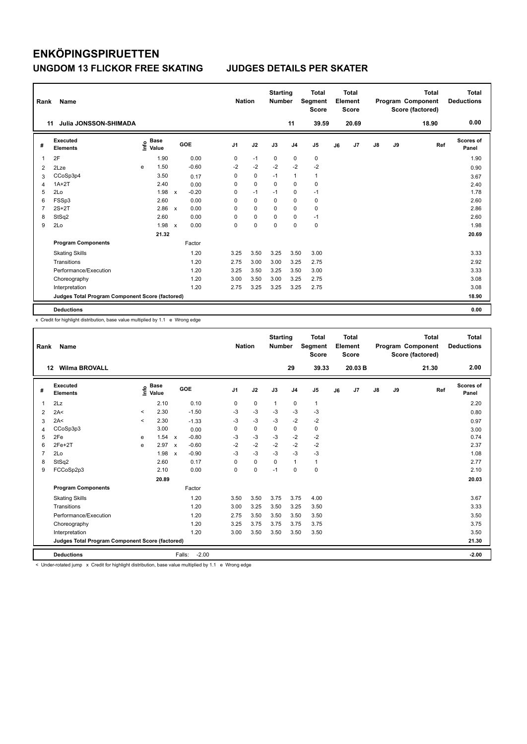# ENKÖPINGSPIRUETTEN

## UNGDOM 13 FLICKOR FREE SKATING JUDGES DETAILS PER SKATER

| Rank | Name | Nation | Starting Number | Total Segment Score | Total Element Score | Total Program Component Score (factored) | Total Deductions |
|---|---|---|---|---|---|---|---|
| 11 | Julia JONSSON-SHIMADA | | 11 | 39.59 | 20.69 | 18.90 | 0.00 |

| # | Executed Elements | Info | Base Value | | GOE | J1 | J2 | J3 | J4 | J5 | J6 | J7 | J8 | J9 | Ref | Scores of Panel |
|---|---|---|---|---|---|---|---|---|---|---|---|---|---|---|---|---|
| 1 | 2F | | 1.90 | | 0.00 | 0 | -1 | 0 | 0 | 0 | | | | | | 1.90 |
| 2 | 2Lze | e | 1.50 | | -0.60 | -2 | -2 | -2 | -2 | -2 | | | | | | 0.90 |
| 3 | CCoSp3p4 | | 3.50 | | 0.17 | 0 | 0 | -1 | 1 | 1 | | | | | | 3.67 |
| 4 | 1A+2T | | 2.40 | | 0.00 | 0 | 0 | 0 | 0 | 0 | | | | | | 2.40 |
| 5 | 2Lo | | 1.98 | x | -0.20 | 0 | -1 | -1 | 0 | -1 | | | | | | 1.78 |
| 6 | FSSp3 | | 2.60 | | 0.00 | 0 | 0 | 0 | 0 | 0 | | | | | | 2.60 |
| 7 | 2S+2T | | 2.86 | x | 0.00 | 0 | 0 | 0 | 0 | 0 | | | | | | 2.86 |
| 8 | StSq2 | | 2.60 | | 0.00 | 0 | 0 | 0 | 0 | -1 | | | | | | 2.60 |
| 9 | 2Lo | | 1.98 | x | 0.00 | 0 | 0 | 0 | 0 | 0 | | | | | | 1.98 |
| | | | 21.32 | | | | | | | | | | | | | 20.69 |
| | **Program Components** | | | | Factor | | | | | | | | | | | |
| | Skating Skills | | | | 1.20 | 3.25 | 3.50 | 3.25 | 3.50 | 3.00 | | | | | | 3.33 |
| | Transitions | | | | 1.20 | 2.75 | 3.00 | 3.00 | 3.25 | 2.75 | | | | | | 2.92 |
| | Performance/Execution | | | | 1.20 | 3.25 | 3.50 | 3.25 | 3.50 | 3.00 | | | | | | 3.33 |
| | Choreography | | | | 1.20 | 3.00 | 3.50 | 3.00 | 3.25 | 2.75 | | | | | | 3.08 |
| | Interpretation | | | | 1.20 | 2.75 | 3.25 | 3.25 | 3.25 | 2.75 | | | | | | 3.08 |
| | **Judges Total Program Component Score (factored)** | | | | | | | | | | | | | | | 18.90 |
| | **Deductions** | | | | | | | | | | | | | | | 0.00 |

x Credit for highlight distribution, base value multiplied by 1.1 e Wrong edge

| Rank | Name | Nation | Starting Number | Total Segment Score | Total Element Score | Total Program Component Score (factored) | Total Deductions |
|---|---|---|---|---|---|---|---|
| 12 | Wilma BROVALL | | 29 | 39.33 | 20.03 B | 21.30 | 2.00 |

| # | Executed Elements | Info | Base Value | | GOE | J1 | J2 | J3 | J4 | J5 | J6 | J7 | J8 | J9 | Ref | Scores of Panel |
|---|---|---|---|---|---|---|---|---|---|---|---|---|---|---|---|---|
| 1 | 2Lz | | 2.10 | | 0.10 | 0 | 0 | 1 | 0 | 1 | | | | | | 2.20 |
| 2 | 2A< | < | 2.30 | | -1.50 | -3 | -3 | -3 | -3 | -3 | | | | | | 0.80 |
| 3 | 2A< | < | 2.30 | | -1.33 | -3 | -3 | -3 | -2 | -2 | | | | | | 0.97 |
| 4 | CCoSp3p3 | | 3.00 | | 0.00 | 0 | 0 | 0 | 0 | 0 | | | | | | 3.00 |
| 5 | 2Fe | e | 1.54 | x | -0.80 | -3 | -3 | -3 | -2 | -2 | | | | | | 0.74 |
| 6 | 2Fe+2T | e | 2.97 | x | -0.60 | -2 | -2 | -2 | -2 | -2 | | | | | | 2.37 |
| 7 | 2Lo | | 1.98 | x | -0.90 | -3 | -3 | -3 | -3 | -3 | | | | | | 1.08 |
| 8 | StSq2 | | 2.60 | | 0.17 | 0 | 0 | 0 | 1 | 1 | | | | | | 2.77 |
| 9 | FCCoSp2p3 | | 2.10 | | 0.00 | 0 | 0 | -1 | 0 | 0 | | | | | | 2.10 |
| | | | 20.89 | | | | | | | | | | | | | 20.03 |
| | **Program Components** | | | | Factor | | | | | | | | | | | |
| | Skating Skills | | | | 1.20 | 3.50 | 3.50 | 3.75 | 3.75 | 4.00 | | | | | | 3.67 |
| | Transitions | | | | 1.20 | 3.00 | 3.25 | 3.50 | 3.25 | 3.50 | | | | | | 3.33 |
| | Performance/Execution | | | | 1.20 | 2.75 | 3.50 | 3.50 | 3.50 | 3.50 | | | | | | 3.50 |
| | Choreography | | | | 1.20 | 3.25 | 3.75 | 3.75 | 3.75 | 3.75 | | | | | | 3.75 |
| | Interpretation | | | | 1.20 | 3.00 | 3.50 | 3.50 | 3.50 | 3.50 | | | | | | 3.50 |
| | **Judges Total Program Component Score (factored)** | | | | | | | | | | | | | | | 21.30 |
| | **Deductions** | | | | Falls: -2.00 | | | | | | | | | | | -2.00 |

< Under-rotated jump x Credit for highlight distribution, base value multiplied by 1.1 e Wrong edge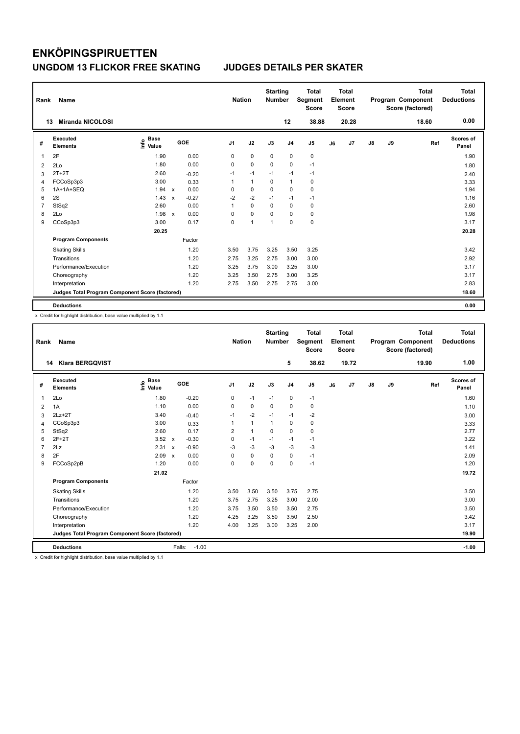# ENKÖPINGSPIRUETTEN

## UNGDOM 13 FLICKOR FREE SKATING JUDGES DETAILS PER SKATER

| Rank | Name | Nation | Starting Number | Total Segment Score | Total Element Score | Total Program Component Score (factored) | Total Deductions |
|---|---|---|---|---|---|---|---|
| 13 | Miranda NICOLOSI | | 12 | 38.88 | 20.28 | 18.60 | 0.00 |

| # | Executed Elements | Info | Base Value | | GOE | J1 | J2 | J3 | J4 | J5 | J6 | J7 | J8 | J9 | Ref | Scores of Panel |
|---|---|---|---|---|---|---|---|---|---|---|---|---|---|---|---|---|
| 1 | 2F | | 1.90 | | 0.00 | 0 | 0 | 0 | 0 | 0 | | | | | | 1.90 |
| 2 | 2Lo | | 1.80 | | 0.00 | 0 | 0 | 0 | 0 | -1 | | | | | | 1.80 |
| 3 | 2T+2T | | 2.60 | | -0.20 | -1 | -1 | -1 | -1 | -1 | | | | | | 2.40 |
| 4 | FCCoSp3p3 | | 3.00 | | 0.33 | 1 | 1 | 0 | 1 | 0 | | | | | | 3.33 |
| 5 | 1A+1A+SEQ | | 1.94 | x | 0.00 | 0 | 0 | 0 | 0 | 0 | | | | | | 1.94 |
| 6 | 2S | | 1.43 | x | -0.27 | -2 | -2 | -1 | -1 | -1 | | | | | | 1.16 |
| 7 | StSq2 | | 2.60 | | 0.00 | 1 | 0 | 0 | 0 | 0 | | | | | | 2.60 |
| 8 | 2Lo | | 1.98 | x | 0.00 | 0 | 0 | 0 | 0 | 0 | | | | | | 1.98 |
| 9 | CCoSp3p3 | | 3.00 | | 0.17 | 0 | 1 | 1 | 0 | 0 | | | | | | 3.17 |
| | | | 20.25 | | | | | | | | | | | | | 20.28 |
| | **Program Components** | | | | Factor | | | | | | | | | | | |
| | Skating Skills | | | | 1.20 | 3.50 | 3.75 | 3.25 | 3.50 | 3.25 | | | | | | 3.42 |
| | Transitions | | | | 1.20 | 2.75 | 3.25 | 2.75 | 3.00 | 3.00 | | | | | | 2.92 |
| | Performance/Execution | | | | 1.20 | 3.25 | 3.75 | 3.00 | 3.25 | 3.00 | | | | | | 3.17 |
| | Choreography | | | | 1.20 | 3.25 | 3.50 | 2.75 | 3.00 | 3.25 | | | | | | 3.17 |
| | Interpretation | | | | 1.20 | 2.75 | 3.50 | 2.75 | 2.75 | 3.00 | | | | | | 2.83 |
| | **Judges Total Program Component Score (factored)** | | | | | | | | | | | | | | | 18.60 |
| | **Deductions** | | | | | | | | | | | | | | | 0.00 |

x Credit for highlight distribution, base value multiplied by 1.1

| Rank | Name | Nation | Starting Number | Total Segment Score | Total Element Score | Total Program Component Score (factored) | Total Deductions |
|---|---|---|---|---|---|---|---|
| 14 | Klara BERGQVIST | | 5 | 38.62 | 19.72 | 19.90 | 1.00 |

| # | Executed Elements | Info | Base Value | | GOE | J1 | J2 | J3 | J4 | J5 | J6 | J7 | J8 | J9 | Ref | Scores of Panel |
|---|---|---|---|---|---|---|---|---|---|---|---|---|---|---|---|---|
| 1 | 2Lo | | 1.80 | | -0.20 | 0 | -1 | -1 | 0 | -1 | | | | | | 1.60 |
| 2 | 1A | | 1.10 | | 0.00 | 0 | 0 | 0 | 0 | 0 | | | | | | 1.10 |
| 3 | 2Lz+2T | | 3.40 | | -0.40 | -1 | -2 | -1 | -1 | -2 | | | | | | 3.00 |
| 4 | CCoSp3p3 | | 3.00 | | 0.33 | 1 | 1 | 1 | 0 | 0 | | | | | | 3.33 |
| 5 | StSq2 | | 2.60 | | 0.17 | 2 | 1 | 0 | 0 | 0 | | | | | | 2.77 |
| 6 | 2F+2T | | 3.52 | x | -0.30 | 0 | -1 | -1 | -1 | -1 | | | | | | 3.22 |
| 7 | 2Lz | | 2.31 | x | -0.90 | -3 | -3 | -3 | -3 | -3 | | | | | | 1.41 |
| 8 | 2F | | 2.09 | x | 0.00 | 0 | 0 | 0 | 0 | -1 | | | | | | 2.09 |
| 9 | FCCoSp2pB | | 1.20 | | 0.00 | 0 | 0 | 0 | 0 | -1 | | | | | | 1.20 |
| | | | 21.02 | | | | | | | | | | | | | 19.72 |
| | **Program Components** | | | | Factor | | | | | | | | | | | |
| | Skating Skills | | | | 1.20 | 3.50 | 3.50 | 3.50 | 3.75 | 2.75 | | | | | | 3.50 |
| | Transitions | | | | 1.20 | 3.75 | 2.75 | 3.25 | 3.00 | 2.00 | | | | | | 3.00 |
| | Performance/Execution | | | | 1.20 | 3.75 | 3.50 | 3.50 | 3.50 | 2.75 | | | | | | 3.50 |
| | Choreography | | | | 1.20 | 4.25 | 3.25 | 3.50 | 3.50 | 2.50 | | | | | | 3.42 |
| | Interpretation | | | | 1.20 | 4.00 | 3.25 | 3.00 | 3.25 | 2.00 | | | | | | 3.17 |
| | **Judges Total Program Component Score (factored)** | | | | | | | | | | | | | | | 19.90 |
| | **Deductions** | | | | Falls: -1.00 | | | | | | | | | | | -1.00 |

x Credit for highlight distribution, base value multiplied by 1.1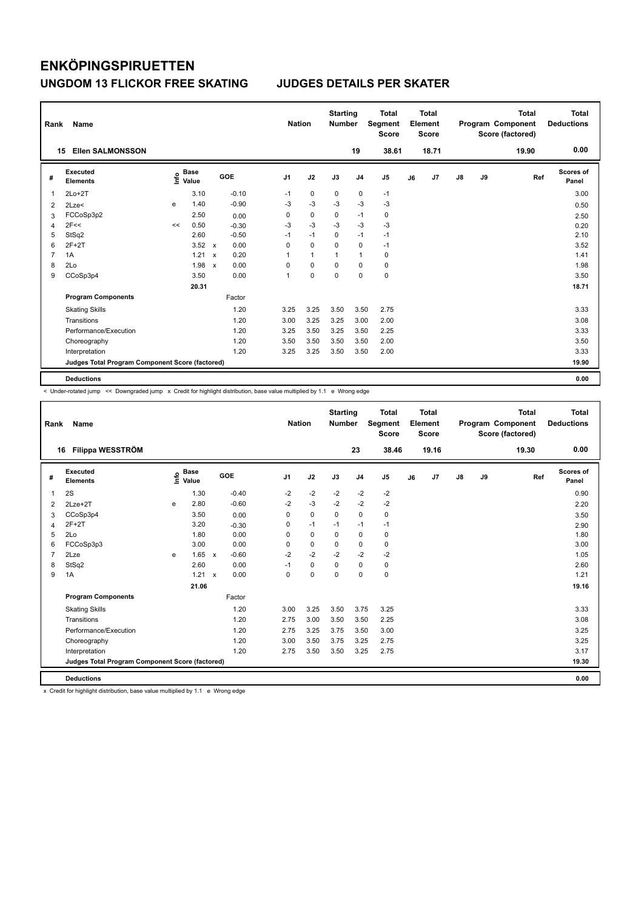# ENKÖPINGSPIRUETTEN

## UNGDOM 13 FLICKOR FREE SKATING JUDGES DETAILS PER SKATER

| Rank | Name | Nation | Starting Number | Total Segment Score | Total Element Score | Total Program Component Score (factored) | Total Deductions |
|---|---|---|---|---|---|---|---|
| 15 | Ellen SALMONSSON | | 19 | 38.61 | 18.71 | 19.90 | 0.00 |

| # | Executed Elements | Info | Base Value | | GOE | J1 | J2 | J3 | J4 | J5 | J6 | J7 | J8 | J9 | Ref | Scores of Panel |
|---|---|---|---|---|---|---|---|---|---|---|---|---|---|---|---|---|
| 1 | 2Lo+2T | | 3.10 | | -0.10 | -1 | 0 | 0 | 0 | -1 | | | | | | 3.00 |
| 2 | 2Lze< | e | 1.40 | | -0.90 | -3 | -3 | -3 | -3 | -3 | | | | | | 0.50 |
| 3 | FCCoSp3p2 | | 2.50 | | 0.00 | 0 | 0 | 0 | -1 | 0 | | | | | | 2.50 |
| 4 | 2F<< | << | 0.50 | | -0.30 | -3 | -3 | -3 | -3 | -3 | | | | | | 0.20 |
| 5 | StSq2 | | 2.60 | | -0.50 | -1 | -1 | 0 | -1 | -1 | | | | | | 2.10 |
| 6 | 2F+2T | | 3.52 | x | 0.00 | 0 | 0 | 0 | 0 | -1 | | | | | | 3.52 |
| 7 | 1A | | 1.21 | x | 0.20 | 1 | 1 | 1 | 1 | 0 | | | | | | 1.41 |
| 8 | 2Lo | | 1.98 | x | 0.00 | 0 | 0 | 0 | 0 | 0 | | | | | | 1.98 |
| 9 | CCoSp3p4 | | 3.50 | | 0.00 | 1 | 0 | 0 | 0 | 0 | | | | | | 3.50 |
| | | | 20.31 | | | | | | | | | | | | | 18.71 |
| | **Program Components** | | | | Factor | | | | | | | | | | | |
| | Skating Skills | | | | 1.20 | 3.25 | 3.25 | 3.50 | 3.50 | 2.75 | | | | | | 3.33 |
| | Transitions | | | | 1.20 | 3.00 | 3.25 | 3.25 | 3.00 | 2.00 | | | | | | 3.08 |
| | Performance/Execution | | | | 1.20 | 3.25 | 3.50 | 3.25 | 3.50 | 2.25 | | | | | | 3.33 |
| | Choreography | | | | 1.20 | 3.50 | 3.50 | 3.50 | 3.50 | 2.00 | | | | | | 3.50 |
| | Interpretation | | | | 1.20 | 3.25 | 3.25 | 3.50 | 3.50 | 2.00 | | | | | | 3.33 |
| | **Judges Total Program Component Score (factored)** | | | | | | | | | | | | | | | 19.90 |
| | **Deductions** | | | | | | | | | | | | | | | 0.00 |

< Under-rotated jump << Downgraded jump x Credit for highlight distribution, base value multiplied by 1.1 e Wrong edge

| Rank | Name | Nation | Starting Number | Total Segment Score | Total Element Score | Total Program Component Score (factored) | Total Deductions |
|---|---|---|---|---|---|---|---|
| 16 | Filippa WESSTRÖM | | 23 | 38.46 | 19.16 | 19.30 | 0.00 |

| # | Executed Elements | Info | Base Value | | GOE | J1 | J2 | J3 | J4 | J5 | J6 | J7 | J8 | J9 | Ref | Scores of Panel |
|---|---|---|---|---|---|---|---|---|---|---|---|---|---|---|---|---|
| 1 | 2S | | 1.30 | | -0.40 | -2 | -2 | -2 | -2 | -2 | | | | | | 0.90 |
| 2 | 2Lze+2T | e | 2.80 | | -0.60 | -2 | -3 | -2 | -2 | -2 | | | | | | 2.20 |
| 3 | CCoSp3p4 | | 3.50 | | 0.00 | 0 | 0 | 0 | 0 | 0 | | | | | | 3.50 |
| 4 | 2F+2T | | 3.20 | | -0.30 | 0 | -1 | -1 | -1 | -1 | | | | | | 2.90 |
| 5 | 2Lo | | 1.80 | | 0.00 | 0 | 0 | 0 | 0 | 0 | | | | | | 1.80 |
| 6 | FCCoSp3p3 | | 3.00 | | 0.00 | 0 | 0 | 0 | 0 | 0 | | | | | | 3.00 |
| 7 | 2Lze | e | 1.65 | x | -0.60 | -2 | -2 | -2 | -2 | -2 | | | | | | 1.05 |
| 8 | StSq2 | | 2.60 | | 0.00 | -1 | 0 | 0 | 0 | 0 | | | | | | 2.60 |
| 9 | 1A | | 1.21 | x | 0.00 | 0 | 0 | 0 | 0 | 0 | | | | | | 1.21 |
| | | | 21.06 | | | | | | | | | | | | | 19.16 |
| | **Program Components** | | | | Factor | | | | | | | | | | | |
| | Skating Skills | | | | 1.20 | 3.00 | 3.25 | 3.50 | 3.75 | 3.25 | | | | | | 3.33 |
| | Transitions | | | | 1.20 | 2.75 | 3.00 | 3.50 | 3.50 | 2.25 | | | | | | 3.08 |
| | Performance/Execution | | | | 1.20 | 2.75 | 3.25 | 3.75 | 3.50 | 3.00 | | | | | | 3.25 |
| | Choreography | | | | 1.20 | 3.00 | 3.50 | 3.75 | 3.25 | 2.75 | | | | | | 3.25 |
| | Interpretation | | | | 1.20 | 2.75 | 3.50 | 3.50 | 3.25 | 2.75 | | | | | | 3.17 |
| | **Judges Total Program Component Score (factored)** | | | | | | | | | | | | | | | 19.30 |
| | **Deductions** | | | | | | | | | | | | | | | 0.00 |

x Credit for highlight distribution, base value multiplied by 1.1 e Wrong edge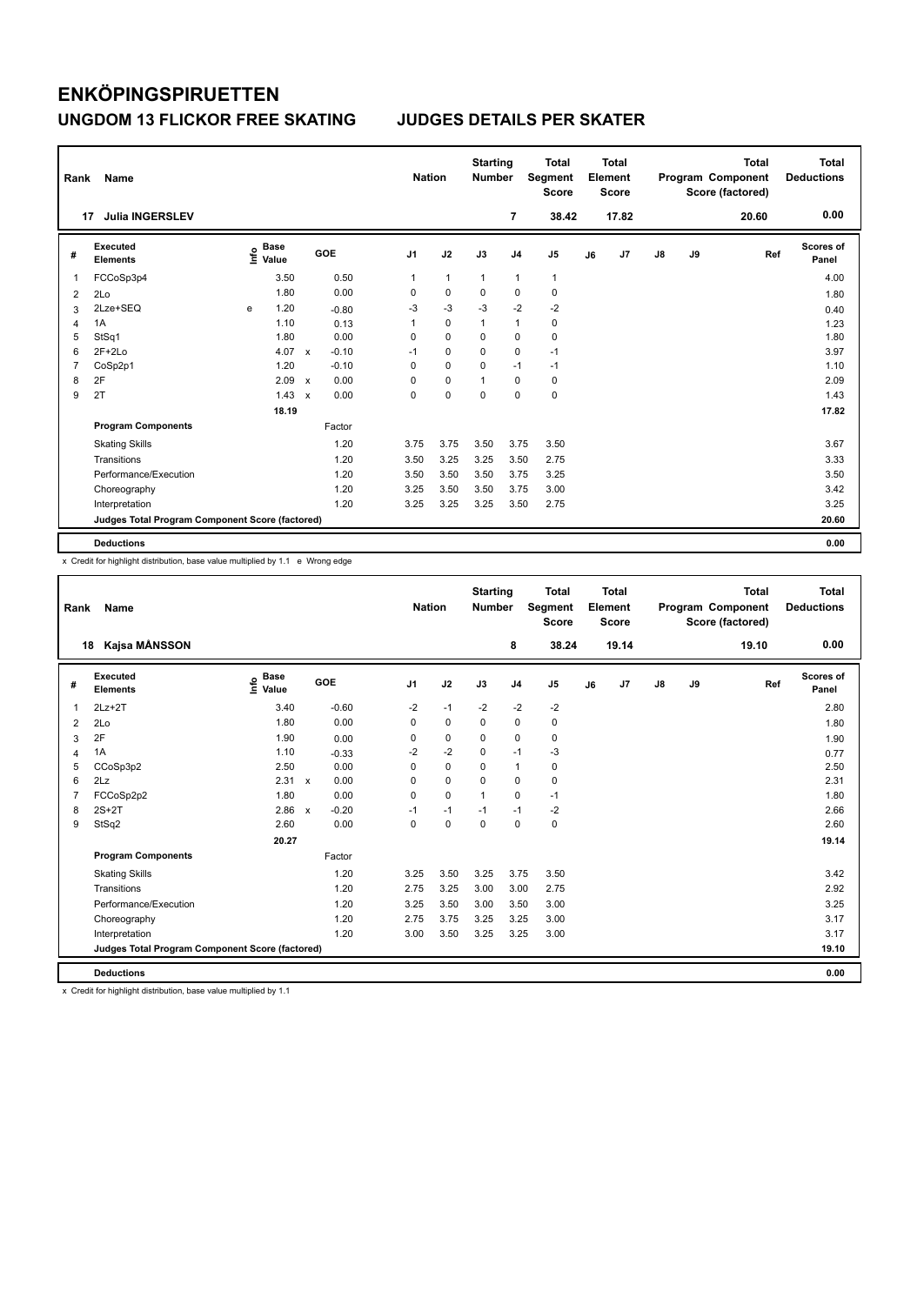# ENKÖPINGSPIRUETTEN

## UNGDOM 13 FLICKOR FREE SKATING JUDGES DETAILS PER SKATER

| Rank | Name | Nation | Starting Number | Total Segment Score | Total Element Score | Total Program Component Score (factored) | Total Deductions |
|---|---|---|---|---|---|---|---|
| 17 | Julia INGERSLEV | | 7 | 38.42 | 17.82 | 20.60 | 0.00 |

| # | Executed Elements | Info | Base Value | | GOE | J1 | J2 | J3 | J4 | J5 | J6 | J7 | J8 | J9 | Ref | Scores of Panel |
|---|---|---|---|---|---|---|---|---|---|---|---|---|---|---|---|---|
| 1 | FCCoSp3p4 | | 3.50 | | 0.50 | 1 | 1 | 1 | 1 | 1 | | | | | | 4.00 |
| 2 | 2Lo | | 1.80 | | 0.00 | 0 | 0 | 0 | 0 | 0 | | | | | | 1.80 |
| 3 | 2Lze+SEQ | e | 1.20 | | -0.80 | -3 | -3 | -3 | -2 | -2 | | | | | | 0.40 |
| 4 | 1A | | 1.10 | | 0.13 | 1 | 0 | 1 | 1 | 0 | | | | | | 1.23 |
| 5 | StSq1 | | 1.80 | | 0.00 | 0 | 0 | 0 | 0 | 0 | | | | | | 1.80 |
| 6 | 2F+2Lo | | 4.07 | x | -0.10 | -1 | 0 | 0 | 0 | -1 | | | | | | 3.97 |
| 7 | CoSp2p1 | | 1.20 | | -0.10 | 0 | 0 | 0 | -1 | -1 | | | | | | 1.10 |
| 8 | 2F | | 2.09 | x | 0.00 | 0 | 0 | 1 | 0 | 0 | | | | | | 2.09 |
| 9 | 2T | | 1.43 | x | 0.00 | 0 | 0 | 0 | 0 | 0 | | | | | | 1.43 |
| | | | 18.19 | | | | | | | | | | | | | 17.82 |
| | **Program Components** | | | | Factor | | | | | | | | | | | |
| | Skating Skills | | | | 1.20 | 3.75 | 3.75 | 3.50 | 3.75 | 3.50 | | | | | | 3.67 |
| | Transitions | | | | 1.20 | 3.50 | 3.25 | 3.25 | 3.50 | 2.75 | | | | | | 3.33 |
| | Performance/Execution | | | | 1.20 | 3.50 | 3.50 | 3.50 | 3.75 | 3.25 | | | | | | 3.50 |
| | Choreography | | | | 1.20 | 3.25 | 3.50 | 3.50 | 3.75 | 3.00 | | | | | | 3.42 |
| | Interpretation | | | | 1.20 | 3.25 | 3.25 | 3.25 | 3.50 | 2.75 | | | | | | 3.25 |
| | **Judges Total Program Component Score (factored)** | | | | | | | | | | | | | | | 20.60 |
| | **Deductions** | | | | | | | | | | | | | | | 0.00 |

x Credit for highlight distribution, base value multiplied by 1.1 e Wrong edge

| Rank | Name | Nation | Starting Number | Total Segment Score | Total Element Score | Total Program Component Score (factored) | Total Deductions |
|---|---|---|---|---|---|---|---|
| 18 | Kajsa MÅNSSON | | 8 | 38.24 | 19.14 | 19.10 | 0.00 |

| # | Executed Elements | Info | Base Value | | GOE | J1 | J2 | J3 | J4 | J5 | J6 | J7 | J8 | J9 | Ref | Scores of Panel |
|---|---|---|---|---|---|---|---|---|---|---|---|---|---|---|---|---|
| 1 | 2Lz+2T | | 3.40 | | -0.60 | -2 | -1 | -2 | -2 | -2 | | | | | | 2.80 |
| 2 | 2Lo | | 1.80 | | 0.00 | 0 | 0 | 0 | 0 | 0 | | | | | | 1.80 |
| 3 | 2F | | 1.90 | | 0.00 | 0 | 0 | 0 | 0 | 0 | | | | | | 1.90 |
| 4 | 1A | | 1.10 | | -0.33 | -2 | -2 | 0 | -1 | -3 | | | | | | 0.77 |
| 5 | CCoSp3p2 | | 2.50 | | 0.00 | 0 | 0 | 0 | 1 | 0 | | | | | | 2.50 |
| 6 | 2Lz | | 2.31 | x | 0.00 | 0 | 0 | 0 | 0 | 0 | | | | | | 2.31 |
| 7 | FCCoSp2p2 | | 1.80 | | 0.00 | 0 | 0 | 1 | 0 | -1 | | | | | | 1.80 |
| 8 | 2S+2T | | 2.86 | x | -0.20 | -1 | -1 | -1 | -1 | -2 | | | | | | 2.66 |
| 9 | StSq2 | | 2.60 | | 0.00 | 0 | 0 | 0 | 0 | 0 | | | | | | 2.60 |
| | | | 20.27 | | | | | | | | | | | | | 19.14 |
| | **Program Components** | | | | Factor | | | | | | | | | | | |
| | Skating Skills | | | | 1.20 | 3.25 | 3.50 | 3.25 | 3.75 | 3.50 | | | | | | 3.42 |
| | Transitions | | | | 1.20 | 2.75 | 3.25 | 3.00 | 3.00 | 2.75 | | | | | | 2.92 |
| | Performance/Execution | | | | 1.20 | 3.25 | 3.50 | 3.00 | 3.50 | 3.00 | | | | | | 3.25 |
| | Choreography | | | | 1.20 | 2.75 | 3.75 | 3.25 | 3.25 | 3.00 | | | | | | 3.17 |
| | Interpretation | | | | 1.20 | 3.00 | 3.50 | 3.25 | 3.25 | 3.00 | | | | | | 3.17 |
| | **Judges Total Program Component Score (factored)** | | | | | | | | | | | | | | | 19.10 |
| | **Deductions** | | | | | | | | | | | | | | | 0.00 |

x Credit for highlight distribution, base value multiplied by 1.1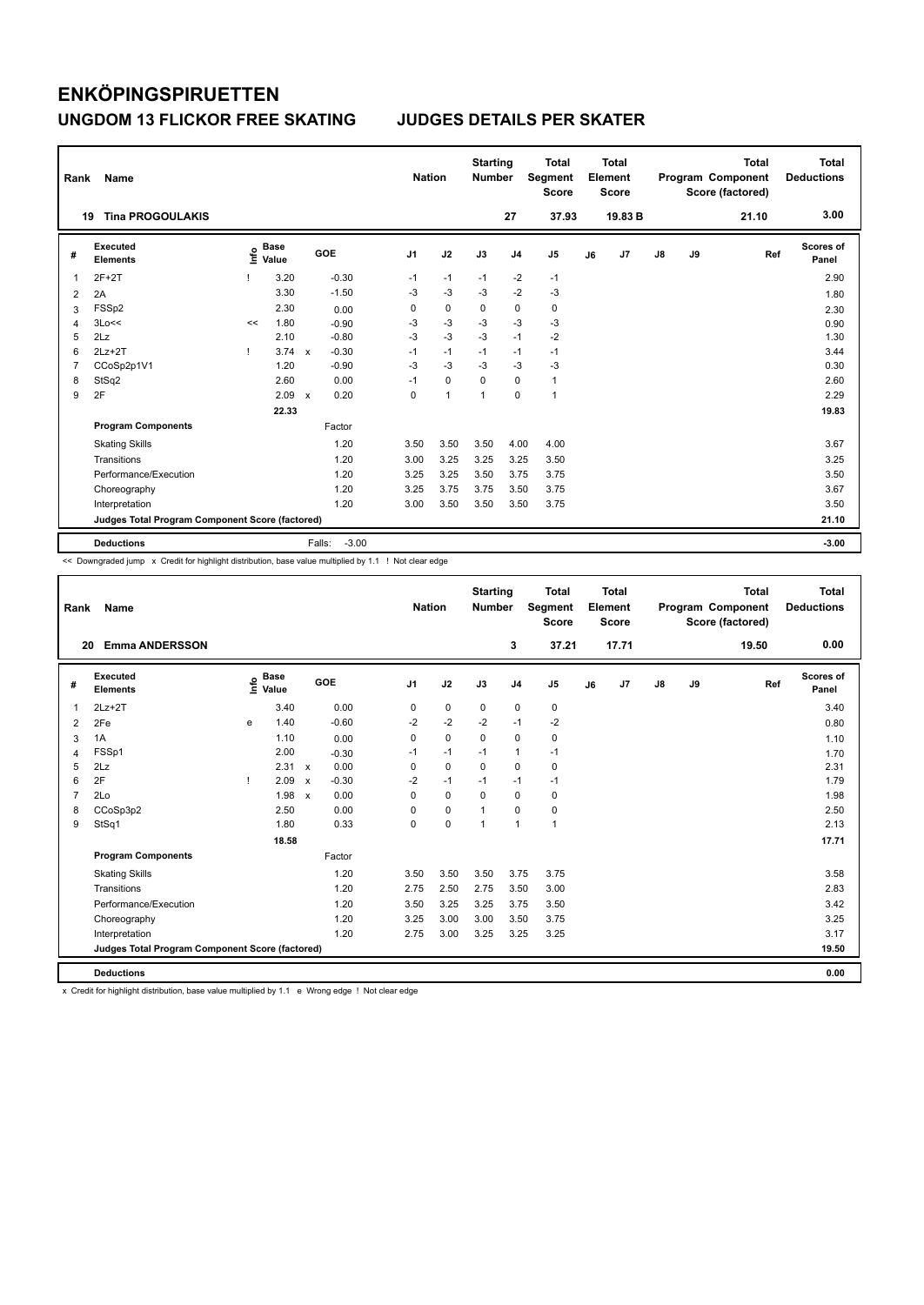# ENKÖPINGSPIRUETTEN

## UNGDOM 13 FLICKOR FREE SKATING — JUDGES DETAILS PER SKATER

| Rank | Name | Nation | Starting Number | Total Segment Score | Total Element Score | Total Program Component Score (factored) | Total Deductions |
|---|---|---|---|---|---|---|---|
| 19 | Tina PROGOULAKIS | | 27 | 37.93 | 19.83 B | 21.10 | 3.00 |

| # | Executed Elements | Info | Base Value | | GOE | J1 | J2 | J3 | J4 | J5 | J6 | J7 | J8 | J9 | Ref | Scores of Panel |
|---|---|---|---|---|---|---|---|---|---|---|---|---|---|---|---|---|
| 1 | 2F+2T | ! | 3.20 | | -0.30 | -1 | -1 | -1 | -2 | -1 | | | | | | 2.90 |
| 2 | 2A | | 3.30 | | -1.50 | -3 | -3 | -3 | -2 | -3 | | | | | | 1.80 |
| 3 | FSSp2 | | 2.30 | | 0.00 | 0 | 0 | 0 | 0 | 0 | | | | | | 2.30 |
| 4 | 3Lo<< | << | 1.80 | | -0.90 | -3 | -3 | -3 | -3 | -3 | | | | | | 0.90 |
| 5 | 2Lz | | 2.10 | | -0.80 | -3 | -3 | -3 | -1 | -2 | | | | | | 1.30 |
| 6 | 2Lz+2T | ! | 3.74 | x | -0.30 | -1 | -1 | -1 | -1 | -1 | | | | | | 3.44 |
| 7 | CCoSp2p1V1 | | 1.20 | | -0.90 | -3 | -3 | -3 | -3 | -3 | | | | | | 0.30 |
| 8 | StSq2 | | 2.60 | | 0.00 | -1 | 0 | 0 | 0 | 1 | | | | | | 2.60 |
| 9 | 2F | | 2.09 | x | 0.20 | 0 | 1 | 1 | 0 | 1 | | | | | | 2.29 |
| | | | 22.33 | | | | | | | | | | | | | 19.83 |
| | **Program Components** | | | | Factor | | | | | | | | | | | |
| | Skating Skills | | | | 1.20 | 3.50 | 3.50 | 3.50 | 4.00 | 4.00 | | | | | | 3.67 |
| | Transitions | | | | 1.20 | 3.00 | 3.25 | 3.25 | 3.25 | 3.50 | | | | | | 3.25 |
| | Performance/Execution | | | | 1.20 | 3.25 | 3.25 | 3.50 | 3.75 | 3.75 | | | | | | 3.50 |
| | Choreography | | | | 1.20 | 3.25 | 3.75 | 3.75 | 3.50 | 3.75 | | | | | | 3.67 |
| | Interpretation | | | | 1.20 | 3.00 | 3.50 | 3.50 | 3.50 | 3.75 | | | | | | 3.50 |
| | **Judges Total Program Component Score (factored)** | | | | | | | | | | | | | | | 21.10 |
| | **Deductions** | | | | Falls: -3.00 | | | | | | | | | | | -3.00 |

<< Downgraded jump x Credit for highlight distribution, base value multiplied by 1.1 ! Not clear edge

| Rank | Name | Nation | Starting Number | Total Segment Score | Total Element Score | Total Program Component Score (factored) | Total Deductions |
|---|---|---|---|---|---|---|---|
| 20 | Emma ANDERSSON | | 3 | 37.21 | 17.71 | 19.50 | 0.00 |

| # | Executed Elements | Info | Base Value | | GOE | J1 | J2 | J3 | J4 | J5 | J6 | J7 | J8 | J9 | Ref | Scores of Panel |
|---|---|---|---|---|---|---|---|---|---|---|---|---|---|---|---|---|
| 1 | 2Lz+2T | | 3.40 | | 0.00 | 0 | 0 | 0 | 0 | 0 | | | | | | 3.40 |
| 2 | 2Fe | e | 1.40 | | -0.60 | -2 | -2 | -2 | -1 | -2 | | | | | | 0.80 |
| 3 | 1A | | 1.10 | | 0.00 | 0 | 0 | 0 | 0 | 0 | | | | | | 1.10 |
| 4 | FSSp1 | | 2.00 | | -0.30 | -1 | -1 | -1 | 1 | -1 | | | | | | 1.70 |
| 5 | 2Lz | | 2.31 | x | 0.00 | 0 | 0 | 0 | 0 | 0 | | | | | | 2.31 |
| 6 | 2F | ! | 2.09 | x | -0.30 | -2 | -1 | -1 | -1 | -1 | | | | | | 1.79 |
| 7 | 2Lo | | 1.98 | x | 0.00 | 0 | 0 | 0 | 0 | 0 | | | | | | 1.98 |
| 8 | CCoSp3p2 | | 2.50 | | 0.00 | 0 | 0 | 1 | 0 | 0 | | | | | | 2.50 |
| 9 | StSq1 | | 1.80 | | 0.33 | 0 | 0 | 1 | 1 | 1 | | | | | | 2.13 |
| | | | 18.58 | | | | | | | | | | | | | 17.71 |
| | **Program Components** | | | | Factor | | | | | | | | | | | |
| | Skating Skills | | | | 1.20 | 3.50 | 3.50 | 3.50 | 3.75 | 3.75 | | | | | | 3.58 |
| | Transitions | | | | 1.20 | 2.75 | 2.50 | 2.75 | 3.50 | 3.00 | | | | | | 2.83 |
| | Performance/Execution | | | | 1.20 | 3.50 | 3.25 | 3.25 | 3.75 | 3.50 | | | | | | 3.42 |
| | Choreography | | | | 1.20 | 3.25 | 3.00 | 3.00 | 3.50 | 3.75 | | | | | | 3.25 |
| | Interpretation | | | | 1.20 | 2.75 | 3.00 | 3.25 | 3.25 | 3.25 | | | | | | 3.17 |
| | **Judges Total Program Component Score (factored)** | | | | | | | | | | | | | | | 19.50 |
| | **Deductions** | | | | | | | | | | | | | | | 0.00 |

x Credit for highlight distribution, base value multiplied by 1.1 e Wrong edge ! Not clear edge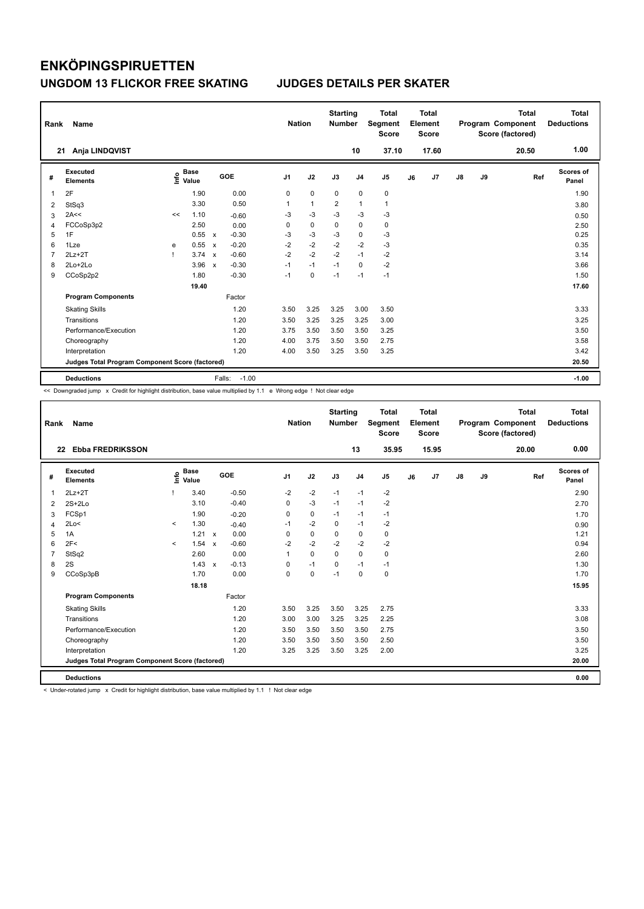# ENKÖPINGSPIRUETTEN

## UNGDOM 13 FLICKOR FREE SKATING — JUDGES DETAILS PER SKATER

| Rank | Name | Nation | Starting Number | Total Segment Score | Total Element Score | Total Program Component Score (factored) | Total Deductions |
|---|---|---|---|---|---|---|---|
| 21 | Anja LINDQVIST | | 10 | 37.10 | 17.60 | 20.50 | 1.00 |

| # | Executed Elements | Info | Base Value | | GOE | J1 | J2 | J3 | J4 | J5 | J6 | J7 | J8 | J9 | Ref | Scores of Panel |
|---|---|---|---|---|---|---|---|---|---|---|---|---|---|---|---|---|
| 1 | 2F | | 1.90 | | 0.00 | 0 | 0 | 0 | 0 | 0 | | | | | | 1.90 |
| 2 | StSq3 | | 3.30 | | 0.50 | 1 | 1 | 2 | 1 | 1 | | | | | | 3.80 |
| 3 | 2A<< | << | 1.10 | | -0.60 | -3 | -3 | -3 | -3 | -3 | | | | | | 0.50 |
| 4 | FCCoSp3p2 | | 2.50 | | 0.00 | 0 | 0 | 0 | 0 | 0 | | | | | | 2.50 |
| 5 | 1F | | 0.55 | x | -0.30 | -3 | -3 | -3 | 0 | -3 | | | | | | 0.25 |
| 6 | 1Lze | e | 0.55 | x | -0.20 | -2 | -2 | -2 | -2 | -3 | | | | | | 0.35 |
| 7 | 2Lz+2T | ! | 3.74 | x | -0.60 | -2 | -2 | -2 | -1 | -2 | | | | | | 3.14 |
| 8 | 2Lo+2Lo | | 3.96 | x | -0.30 | -1 | -1 | -1 | 0 | -2 | | | | | | 3.66 |
| 9 | CCoSp2p2 | | 1.80 | | -0.30 | -1 | 0 | -1 | -1 | -1 | | | | | | 1.50 |
| | | | 19.40 | | | | | | | | | | | | | 17.60 |
| | **Program Components** | | | | Factor | | | | | | | | | | | |
| | Skating Skills | | | | 1.20 | 3.50 | 3.25 | 3.25 | 3.00 | 3.50 | | | | | | 3.33 |
| | Transitions | | | | 1.20 | 3.50 | 3.25 | 3.25 | 3.25 | 3.00 | | | | | | 3.25 |
| | Performance/Execution | | | | 1.20 | 3.75 | 3.50 | 3.50 | 3.50 | 3.25 | | | | | | 3.50 |
| | Choreography | | | | 1.20 | 4.00 | 3.75 | 3.50 | 3.50 | 2.75 | | | | | | 3.58 |
| | Interpretation | | | | 1.20 | 4.00 | 3.50 | 3.25 | 3.50 | 3.25 | | | | | | 3.42 |
| | **Judges Total Program Component Score (factored)** | | | | | | | | | | | | | | | 20.50 |
| | **Deductions** | | | | Falls: -1.00 | | | | | | | | | | | -1.00 |

<< Downgraded jump x Credit for highlight distribution, base value multiplied by 1.1 e Wrong edge ! Not clear edge

| Rank | Name | Nation | Starting Number | Total Segment Score | Total Element Score | Total Program Component Score (factored) | Total Deductions |
|---|---|---|---|---|---|---|---|
| 22 | Ebba FREDRIKSSON | | 13 | 35.95 | 15.95 | 20.00 | 0.00 |

| # | Executed Elements | Info | Base Value | | GOE | J1 | J2 | J3 | J4 | J5 | J6 | J7 | J8 | J9 | Ref | Scores of Panel |
|---|---|---|---|---|---|---|---|---|---|---|---|---|---|---|---|---|
| 1 | 2Lz+2T | ! | 3.40 | | -0.50 | -2 | -2 | -1 | -1 | -2 | | | | | | 2.90 |
| 2 | 2S+2Lo | | 3.10 | | -0.40 | 0 | -3 | -1 | -1 | -2 | | | | | | 2.70 |
| 3 | FCSp1 | | 1.90 | | -0.20 | 0 | 0 | -1 | -1 | -1 | | | | | | 1.70 |
| 4 | 2Lo< | < | 1.30 | | -0.40 | -1 | -2 | 0 | -1 | -2 | | | | | | 0.90 |
| 5 | 1A | | 1.21 | x | 0.00 | 0 | 0 | 0 | 0 | 0 | | | | | | 1.21 |
| 6 | 2F< | < | 1.54 | x | -0.60 | -2 | -2 | -2 | -2 | -2 | | | | | | 0.94 |
| 7 | StSq2 | | 2.60 | | 0.00 | 1 | 0 | 0 | 0 | 0 | | | | | | 2.60 |
| 8 | 2S | | 1.43 | x | -0.13 | 0 | -1 | 0 | -1 | -1 | | | | | | 1.30 |
| 9 | CCoSp3pB | | 1.70 | | 0.00 | 0 | 0 | -1 | 0 | 0 | | | | | | 1.70 |
| | | | 18.18 | | | | | | | | | | | | | 15.95 |
| | **Program Components** | | | | Factor | | | | | | | | | | | |
| | Skating Skills | | | | 1.20 | 3.50 | 3.25 | 3.50 | 3.25 | 2.75 | | | | | | 3.33 |
| | Transitions | | | | 1.20 | 3.00 | 3.00 | 3.25 | 3.25 | 2.25 | | | | | | 3.08 |
| | Performance/Execution | | | | 1.20 | 3.50 | 3.50 | 3.50 | 3.50 | 2.75 | | | | | | 3.50 |
| | Choreography | | | | 1.20 | 3.50 | 3.50 | 3.50 | 3.50 | 2.50 | | | | | | 3.50 |
| | Interpretation | | | | 1.20 | 3.25 | 3.25 | 3.50 | 3.25 | 2.00 | | | | | | 3.25 |
| | **Judges Total Program Component Score (factored)** | | | | | | | | | | | | | | | 20.00 |
| | **Deductions** | | | | | | | | | | | | | | | 0.00 |

< Under-rotated jump x Credit for highlight distribution, base value multiplied by 1.1 ! Not clear edge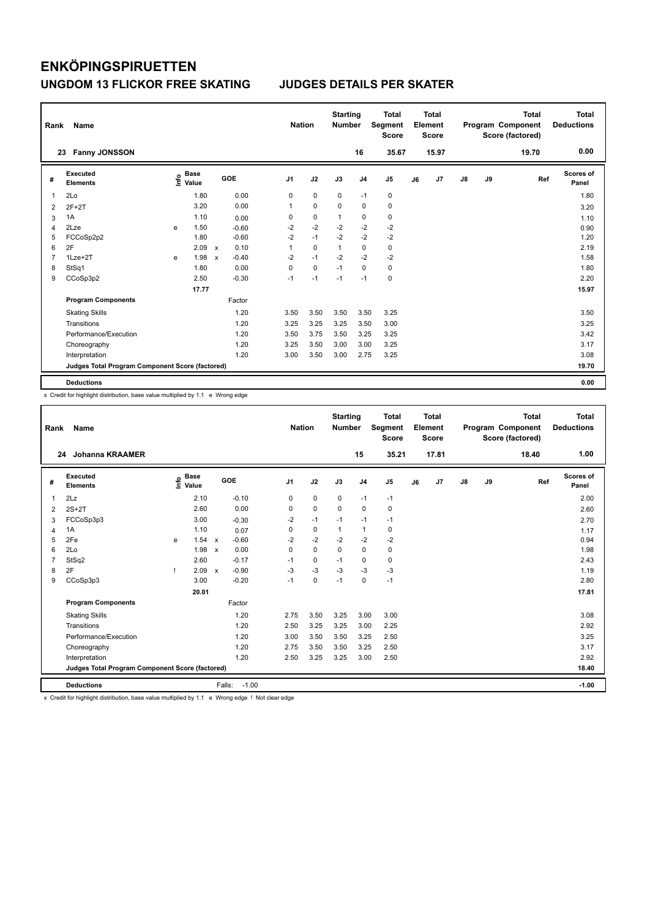# ENKÖPINGSPIRUETTEN

## UNGDOM 13 FLICKOR FREE SKATING JUDGES DETAILS PER SKATER

| Rank | Name | Nation | Starting Number | Total Segment Score | Total Element Score | Total Program Component Score (factored) | Total Deductions |
|---|---|---|---|---|---|---|---|
| 23 | Fanny JONSSON | | 16 | 35.67 | 15.97 | 19.70 | 0.00 |

| # | Executed Elements | Info | Base Value | | GOE | J1 | J2 | J3 | J4 | J5 | J6 | J7 | J8 | J9 | Ref | Scores of Panel |
|---|---|---|---|---|---|---|---|---|---|---|---|---|---|---|---|---|
| 1 | 2Lo | | 1.80 | | 0.00 | 0 | 0 | 0 | -1 | 0 | | | | | | 1.80 |
| 2 | 2F+2T | | 3.20 | | 0.00 | 1 | 0 | 0 | 0 | 0 | | | | | | 3.20 |
| 3 | 1A | | 1.10 | | 0.00 | 0 | 0 | 1 | 0 | 0 | | | | | | 1.10 |
| 4 | 2Lze | e | 1.50 | | -0.60 | -2 | -2 | -2 | -2 | -2 | | | | | | 0.90 |
| 5 | FCCoSp2p2 | | 1.80 | | -0.60 | -2 | -1 | -2 | -2 | -2 | | | | | | 1.20 |
| 6 | 2F | | 2.09 | x | 0.10 | 1 | 0 | 1 | 0 | 0 | | | | | | 2.19 |
| 7 | 1Lze+2T | e | 1.98 | x | -0.40 | -2 | -1 | -2 | -2 | -2 | | | | | | 1.58 |
| 8 | StSq1 | | 1.80 | | 0.00 | 0 | 0 | -1 | 0 | 0 | | | | | | 1.80 |
| 9 | CCoSp3p2 | | 2.50 | | -0.30 | -1 | -1 | -1 | -1 | 0 | | | | | | 2.20 |
| | | | 17.77 | | | | | | | | | | | | | 15.97 |
| | **Program Components** | | | | Factor | | | | | | | | | | | |
| | Skating Skills | | | | 1.20 | 3.50 | 3.50 | 3.50 | 3.50 | 3.25 | | | | | | 3.50 |
| | Transitions | | | | 1.20 | 3.25 | 3.25 | 3.25 | 3.50 | 3.00 | | | | | | 3.25 |
| | Performance/Execution | | | | 1.20 | 3.50 | 3.75 | 3.50 | 3.25 | 3.25 | | | | | | 3.42 |
| | Choreography | | | | 1.20 | 3.25 | 3.50 | 3.00 | 3.00 | 3.25 | | | | | | 3.17 |
| | Interpretation | | | | 1.20 | 3.00 | 3.50 | 3.00 | 2.75 | 3.25 | | | | | | 3.08 |
| | Judges Total Program Component Score (factored) | | | | | | | | | | | | | | | 19.70 |
| | **Deductions** | | | | | | | | | | | | | | | 0.00 |

x Credit for highlight distribution, base value multiplied by 1.1 e Wrong edge

| Rank | Name | Nation | Starting Number | Total Segment Score | Total Element Score | Total Program Component Score (factored) | Total Deductions |
|---|---|---|---|---|---|---|---|
| 24 | Johanna KRAAMER | | 15 | 35.21 | 17.81 | 18.40 | 1.00 |

| # | Executed Elements | Info | Base Value | | GOE | J1 | J2 | J3 | J4 | J5 | J6 | J7 | J8 | J9 | Ref | Scores of Panel |
|---|---|---|---|---|---|---|---|---|---|---|---|---|---|---|---|---|
| 1 | 2Lz | | 2.10 | | -0.10 | 0 | 0 | 0 | -1 | -1 | | | | | | 2.00 |
| 2 | 2S+2T | | 2.60 | | 0.00 | 0 | 0 | 0 | 0 | 0 | | | | | | 2.60 |
| 3 | FCCoSp3p3 | | 3.00 | | -0.30 | -2 | -1 | -1 | -1 | -1 | | | | | | 2.70 |
| 4 | 1A | | 1.10 | | 0.07 | 0 | 0 | 1 | 1 | 0 | | | | | | 1.17 |
| 5 | 2Fe | e | 1.54 | x | -0.60 | -2 | -2 | -2 | -2 | -2 | | | | | | 0.94 |
| 6 | 2Lo | | 1.98 | x | 0.00 | 0 | 0 | 0 | 0 | 0 | | | | | | 1.98 |
| 7 | StSq2 | | 2.60 | | -0.17 | -1 | 0 | -1 | 0 | 0 | | | | | | 2.43 |
| 8 | 2F | ! | 2.09 | x | -0.90 | -3 | -3 | -3 | -3 | -3 | | | | | | 1.19 |
| 9 | CCoSp3p3 | | 3.00 | | -0.20 | -1 | 0 | -1 | 0 | -1 | | | | | | 2.80 |
| | | | 20.01 | | | | | | | | | | | | | 17.81 |
| | **Program Components** | | | | Factor | | | | | | | | | | | |
| | Skating Skills | | | | 1.20 | 2.75 | 3.50 | 3.25 | 3.00 | 3.00 | | | | | | 3.08 |
| | Transitions | | | | 1.20 | 2.50 | 3.25 | 3.25 | 3.00 | 2.25 | | | | | | 2.92 |
| | Performance/Execution | | | | 1.20 | 3.00 | 3.50 | 3.50 | 3.25 | 2.50 | | | | | | 3.25 |
| | Choreography | | | | 1.20 | 2.75 | 3.50 | 3.50 | 3.25 | 2.50 | | | | | | 3.17 |
| | Interpretation | | | | 1.20 | 2.50 | 3.25 | 3.25 | 3.00 | 2.50 | | | | | | 2.92 |
| | Judges Total Program Component Score (factored) | | | | | | | | | | | | | | | 18.40 |
| | **Deductions** | | | Falls: | -1.00 | | | | | | | | | | | -1.00 |

x Credit for highlight distribution, base value multiplied by 1.1 e Wrong edge ! Not clear edge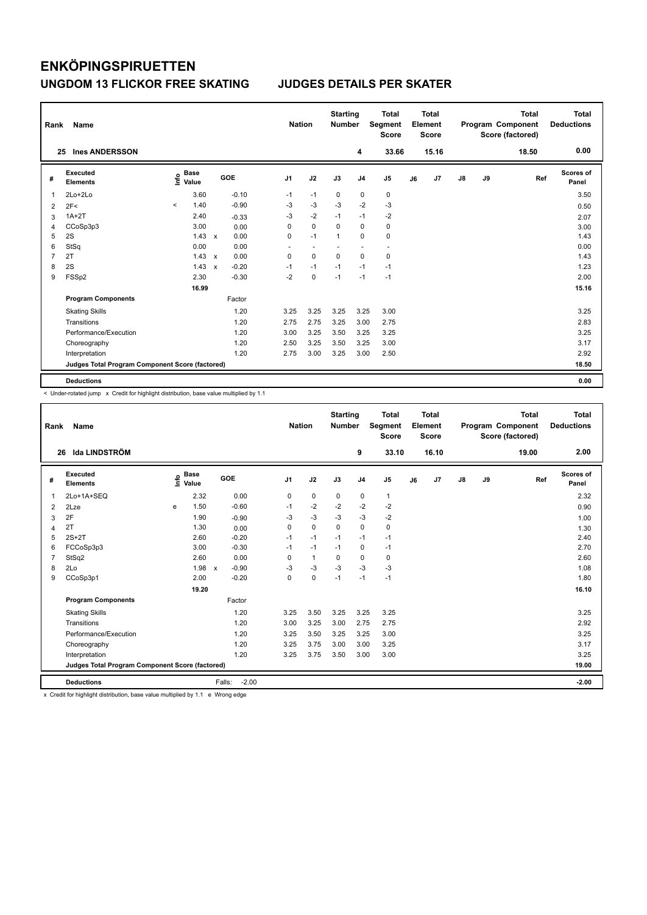# ENKÖPINGSPIRUETTEN

## UNGDOM 13 FLICKOR FREE SKATING JUDGES DETAILS PER SKATER

| Rank | Name | Nation | Starting Number | Total Segment Score | Total Element Score | Total Program Component Score (factored) | Total Deductions |
|---|---|---|---|---|---|---|---|
| 25 | Ines ANDERSSON | | 4 | 33.66 | 15.16 | 18.50 | 0.00 |

| # | Executed Elements | Info | Base Value | | GOE | J1 | J2 | J3 | J4 | J5 | J6 | J7 | J8 | J9 | Ref | Scores of Panel |
|---|---|---|---|---|---|---|---|---|---|---|---|---|---|---|---|---|
| 1 | 2Lo+2Lo | | 3.60 | | -0.10 | -1 | -1 | 0 | 0 | 0 | | | | | | 3.50 |
| 2 | 2F< | < | 1.40 | | -0.90 | -3 | -3 | -3 | -2 | -3 | | | | | | 0.50 |
| 3 | 1A+2T | | 2.40 | | -0.33 | -3 | -2 | -1 | -1 | -2 | | | | | | 2.07 |
| 4 | CCoSp3p3 | | 3.00 | | 0.00 | 0 | 0 | 0 | 0 | 0 | | | | | | 3.00 |
| 5 | 2S | | 1.43 | x | 0.00 | 0 | -1 | 1 | 0 | 0 | | | | | | 1.43 |
| 6 | StSq | | 0.00 | | 0.00 | - | - | - | - | - | | | | | | 0.00 |
| 7 | 2T | | 1.43 | x | 0.00 | 0 | 0 | 0 | 0 | 0 | | | | | | 1.43 |
| 8 | 2S | | 1.43 | x | -0.20 | -1 | -1 | -1 | -1 | -1 | | | | | | 1.23 |
| 9 | FSSp2 | | 2.30 | | -0.30 | -2 | 0 | -1 | -1 | -1 | | | | | | 2.00 |
| | | | 16.99 | | | | | | | | | | | | | 15.16 |
| | **Program Components** | | | | Factor | | | | | | | | | | | |
| | Skating Skills | | | | 1.20 | 3.25 | 3.25 | 3.25 | 3.25 | 3.00 | | | | | | 3.25 |
| | Transitions | | | | 1.20 | 2.75 | 2.75 | 3.25 | 3.00 | 2.75 | | | | | | 2.83 |
| | Performance/Execution | | | | 1.20 | 3.00 | 3.25 | 3.50 | 3.25 | 3.25 | | | | | | 3.25 |
| | Choreography | | | | 1.20 | 2.50 | 3.25 | 3.50 | 3.25 | 3.00 | | | | | | 3.17 |
| | Interpretation | | | | 1.20 | 2.75 | 3.00 | 3.25 | 3.00 | 2.50 | | | | | | 2.92 |
| | **Judges Total Program Component Score (factored)** | | | | | | | | | | | | | | | 18.50 |
| | **Deductions** | | | | | | | | | | | | | | | 0.00 |

< Under-rotated jump x Credit for highlight distribution, base value multiplied by 1.1

| Rank | Name | Nation | Starting Number | Total Segment Score | Total Element Score | Total Program Component Score (factored) | Total Deductions |
|---|---|---|---|---|---|---|---|
| 26 | Ida LINDSTRÖM | | 9 | 33.10 | 16.10 | 19.00 | 2.00 |

| # | Executed Elements | Info | Base Value | | GOE | J1 | J2 | J3 | J4 | J5 | J6 | J7 | J8 | J9 | Ref | Scores of Panel |
|---|---|---|---|---|---|---|---|---|---|---|---|---|---|---|---|---|
| 1 | 2Lo+1A+SEQ | | 2.32 | | 0.00 | 0 | 0 | 0 | 0 | 1 | | | | | | 2.32 |
| 2 | 2Lze | e | 1.50 | | -0.60 | -1 | -2 | -2 | -2 | -2 | | | | | | 0.90 |
| 3 | 2F | | 1.90 | | -0.90 | -3 | -3 | -3 | -3 | -2 | | | | | | 1.00 |
| 4 | 2T | | 1.30 | | 0.00 | 0 | 0 | 0 | 0 | 0 | | | | | | 1.30 |
| 5 | 2S+2T | | 2.60 | | -0.20 | -1 | -1 | -1 | -1 | -1 | | | | | | 2.40 |
| 6 | FCCoSp3p3 | | 3.00 | | -0.30 | -1 | -1 | -1 | 0 | -1 | | | | | | 2.70 |
| 7 | StSq2 | | 2.60 | | 0.00 | 0 | 1 | 0 | 0 | 0 | | | | | | 2.60 |
| 8 | 2Lo | | 1.98 | x | -0.90 | -3 | -3 | -3 | -3 | -3 | | | | | | 1.08 |
| 9 | CCoSp3p1 | | 2.00 | | -0.20 | 0 | 0 | -1 | -1 | -1 | | | | | | 1.80 |
| | | | 19.20 | | | | | | | | | | | | | 16.10 |
| | **Program Components** | | | | Factor | | | | | | | | | | | |
| | Skating Skills | | | | 1.20 | 3.25 | 3.50 | 3.25 | 3.25 | 3.25 | | | | | | 3.25 |
| | Transitions | | | | 1.20 | 3.00 | 3.25 | 3.00 | 2.75 | 2.75 | | | | | | 2.92 |
| | Performance/Execution | | | | 1.20 | 3.25 | 3.50 | 3.25 | 3.25 | 3.00 | | | | | | 3.25 |
| | Choreography | | | | 1.20 | 3.25 | 3.75 | 3.00 | 3.00 | 3.25 | | | | | | 3.17 |
| | Interpretation | | | | 1.20 | 3.25 | 3.75 | 3.50 | 3.00 | 3.00 | | | | | | 3.25 |
| | **Judges Total Program Component Score (factored)** | | | | | | | | | | | | | | | 19.00 |
| | **Deductions** | | | | Falls: -2.00 | | | | | | | | | | | -2.00 |

x Credit for highlight distribution, base value multiplied by 1.1 e Wrong edge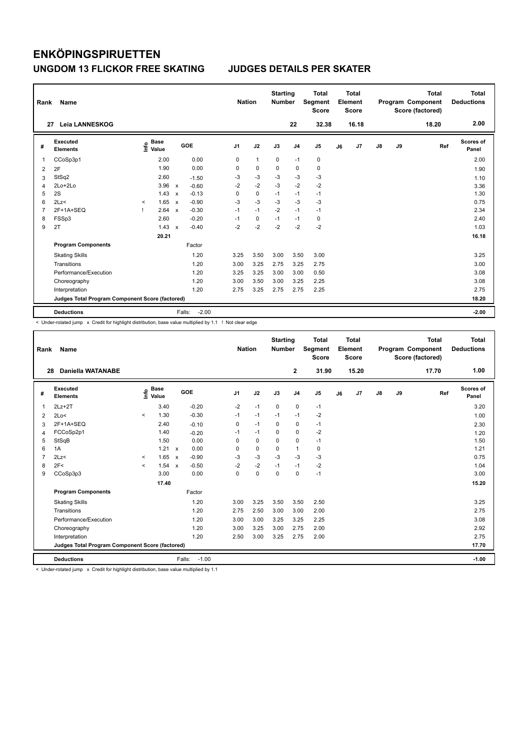# ENKÖPINGSPIRUETTEN

## UNGDOM 13 FLICKOR FREE SKATING　　JUDGES DETAILS PER SKATER

| Rank | Name | Nation | Starting Number | Total Segment Score | Total Element Score | Total Program Component Score (factored) | Total Deductions |
|---|---|---|---|---|---|---|---|
| 27 | Leia LANNESKOG | | 22 | 32.38 | 16.18 | 18.20 | 2.00 |

| # | Executed Elements | Info | Base Value | | GOE | J1 | J2 | J3 | J4 | J5 | J6 | J7 | J8 | J9 | Ref | Scores of Panel |
|---|---|---|---|---|---|---|---|---|---|---|---|---|---|---|---|---|
| 1 | CCoSp3p1 | | 2.00 | | 0.00 | 0 | 1 | 0 | -1 | 0 | | | | | | 2.00 |
| 2 | 2F | | 1.90 | | 0.00 | 0 | 0 | 0 | 0 | 0 | | | | | | 1.90 |
| 3 | StSq2 | | 2.60 | | -1.50 | -3 | -3 | -3 | -3 | -3 | | | | | | 1.10 |
| 4 | 2Lo+2Lo | | 3.96 | x | -0.60 | -2 | -2 | -3 | -2 | -2 | | | | | | 3.36 |
| 5 | 2S | | 1.43 | x | -0.13 | 0 | 0 | -1 | -1 | -1 | | | | | | 1.30 |
| 6 | 2Lz< | < | 1.65 | x | -0.90 | -3 | -3 | -3 | -3 | -3 | | | | | | 0.75 |
| 7 | 2F+1A+SEQ | ! | 2.64 | x | -0.30 | -1 | -1 | -2 | -1 | -1 | | | | | | 2.34 |
| 8 | FSSp3 | | 2.60 | | -0.20 | -1 | 0 | -1 | -1 | 0 | | | | | | 2.40 |
| 9 | 2T | | 1.43 | x | -0.40 | -2 | -2 | -2 | -2 | -2 | | | | | | 1.03 |
| | | | 20.21 | | | | | | | | | | | | | 16.18 |
| | **Program Components** | | | | Factor | | | | | | | | | | | |
| | Skating Skills | | | | 1.20 | 3.25 | 3.50 | 3.00 | 3.50 | 3.00 | | | | | | 3.25 |
| | Transitions | | | | 1.20 | 3.00 | 3.25 | 2.75 | 3.25 | 2.75 | | | | | | 3.00 |
| | Performance/Execution | | | | 1.20 | 3.25 | 3.25 | 3.00 | 3.00 | 0.50 | | | | | | 3.08 |
| | Choreography | | | | 1.20 | 3.00 | 3.50 | 3.00 | 3.25 | 2.25 | | | | | | 3.08 |
| | Interpretation | | | | 1.20 | 2.75 | 3.25 | 2.75 | 2.75 | 2.25 | | | | | | 2.75 |
| | **Judges Total Program Component Score (factored)** | | | | | | | | | | | | | | | 18.20 |
| | **Deductions** | | | | Falls: -2.00 | | | | | | | | | | | -2.00 |

< Under-rotated jump　x Credit for highlight distribution, base value multiplied by 1.1　! Not clear edge

| Rank | Name | Nation | Starting Number | Total Segment Score | Total Element Score | Total Program Component Score (factored) | Total Deductions |
|---|---|---|---|---|---|---|---|
| 28 | Daniella WATANABE | | 2 | 31.90 | 15.20 | 17.70 | 1.00 |

| # | Executed Elements | Info | Base Value | | GOE | J1 | J2 | J3 | J4 | J5 | J6 | J7 | J8 | J9 | Ref | Scores of Panel |
|---|---|---|---|---|---|---|---|---|---|---|---|---|---|---|---|---|
| 1 | 2Lz+2T | | 3.40 | | -0.20 | -2 | -1 | 0 | 0 | -1 | | | | | | 3.20 |
| 2 | 2Lo< | < | 1.30 | | -0.30 | -1 | -1 | -1 | -1 | -2 | | | | | | 1.00 |
| 3 | 2F+1A+SEQ | | 2.40 | | -0.10 | 0 | -1 | 0 | 0 | -1 | | | | | | 2.30 |
| 4 | FCCoSp2p1 | | 1.40 | | -0.20 | -1 | -1 | 0 | 0 | -2 | | | | | | 1.20 |
| 5 | StSqB | | 1.50 | | 0.00 | 0 | 0 | 0 | 0 | -1 | | | | | | 1.50 |
| 6 | 1A | | 1.21 | x | 0.00 | 0 | 0 | 0 | 1 | 0 | | | | | | 1.21 |
| 7 | 2Lz< | < | 1.65 | x | -0.90 | -3 | -3 | -3 | -3 | -3 | | | | | | 0.75 |
| 8 | 2F< | < | 1.54 | x | -0.50 | -2 | -2 | -1 | -1 | -2 | | | | | | 1.04 |
| 9 | CCoSp3p3 | | 3.00 | | 0.00 | 0 | 0 | 0 | 0 | -1 | | | | | | 3.00 |
| | | | 17.40 | | | | | | | | | | | | | 15.20 |
| | **Program Components** | | | | Factor | | | | | | | | | | | |
| | Skating Skills | | | | 1.20 | 3.00 | 3.25 | 3.50 | 3.50 | 2.50 | | | | | | 3.25 |
| | Transitions | | | | 1.20 | 2.75 | 2.50 | 3.00 | 3.00 | 2.00 | | | | | | 2.75 |
| | Performance/Execution | | | | 1.20 | 3.00 | 3.00 | 3.25 | 3.25 | 2.25 | | | | | | 3.08 |
| | Choreography | | | | 1.20 | 3.00 | 3.25 | 3.00 | 2.75 | 2.00 | | | | | | 2.92 |
| | Interpretation | | | | 1.20 | 2.50 | 3.00 | 3.25 | 2.75 | 2.00 | | | | | | 2.75 |
| | **Judges Total Program Component Score (factored)** | | | | | | | | | | | | | | | 17.70 |
| | **Deductions** | | | | Falls: -1.00 | | | | | | | | | | | -1.00 |

< Under-rotated jump　x Credit for highlight distribution, base value multiplied by 1.1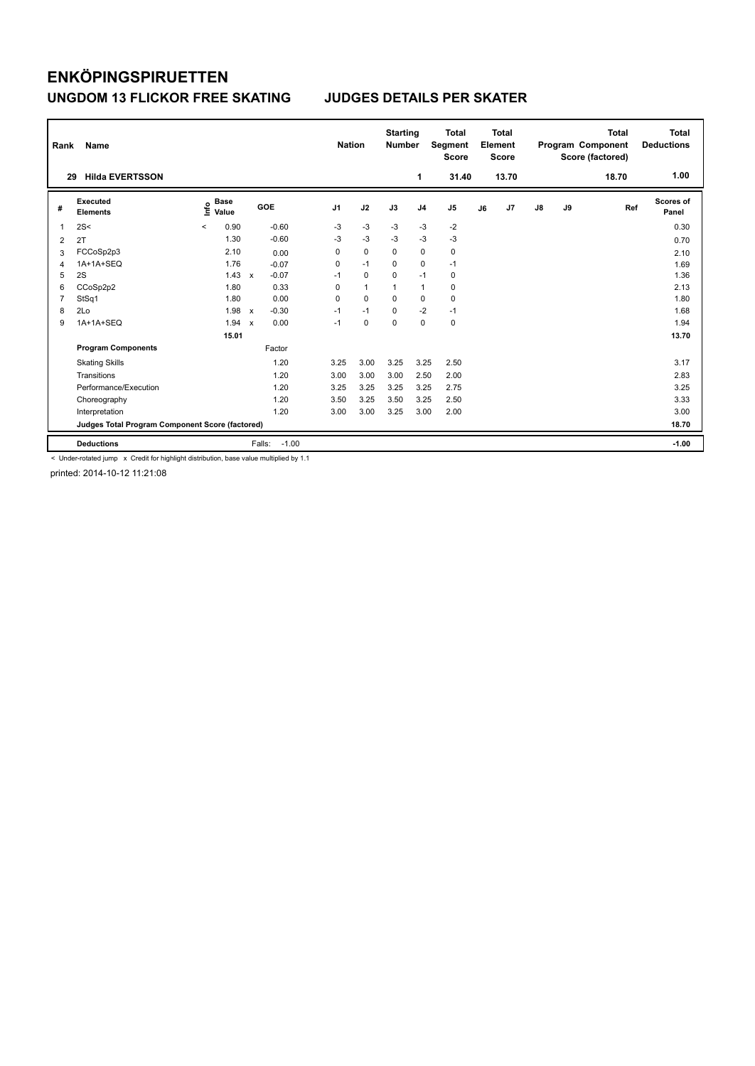# ENKÖPINGSPIRUETTEN

## UNGDOM 13 FLICKOR FREE SKATING JUDGES DETAILS PER SKATER

| Rank | Name | Nation | Starting Number | Total Segment Score | Total Element Score | Total Program Component Score (factored) | Total Deductions |
|---|---|---|---|---|---|---|---|
| 29 | Hilda EVERTSSON | | 1 | 31.40 | 13.70 | 18.70 | 1.00 |

| # | Executed Elements | Info | Base Value | | GOE | J1 | J2 | J3 | J4 | J5 | J6 | J7 | J8 | J9 | Ref | Scores of Panel |
|---|---|---|---|---|---|---|---|---|---|---|---|---|---|---|---|---|
| 1 | 2S< | < | 0.90 | | -0.60 | -3 | -3 | -3 | -3 | -2 | | | | | | 0.30 |
| 2 | 2T | | 1.30 | | -0.60 | -3 | -3 | -3 | -3 | -3 | | | | | | 0.70 |
| 3 | FCCoSp2p3 | | 2.10 | | 0.00 | 0 | 0 | 0 | 0 | 0 | | | | | | 2.10 |
| 4 | 1A+1A+SEQ | | 1.76 | | -0.07 | 0 | -1 | 0 | 0 | -1 | | | | | | 1.69 |
| 5 | 2S | | 1.43 | x | -0.07 | -1 | 0 | 0 | -1 | 0 | | | | | | 1.36 |
| 6 | CCoSp2p2 | | 1.80 | | 0.33 | 0 | 1 | 1 | 1 | 0 | | | | | | 2.13 |
| 7 | StSq1 | | 1.80 | | 0.00 | 0 | 0 | 0 | 0 | 0 | | | | | | 1.80 |
| 8 | 2Lo | | 1.98 | x | -0.30 | -1 | -1 | 0 | -2 | -1 | | | | | | 1.68 |
| 9 | 1A+1A+SEQ | | 1.94 | x | 0.00 | -1 | 0 | 0 | 0 | 0 | | | | | | 1.94 |
| | | | 15.01 | | | | | | | | | | | | | 13.70 |
| | **Program Components** | | | | Factor | | | | | | | | | | | |
| | Skating Skills | | | | 1.20 | 3.25 | 3.00 | 3.25 | 3.25 | 2.50 | | | | | | 3.17 |
| | Transitions | | | | 1.20 | 3.00 | 3.00 | 3.00 | 2.50 | 2.00 | | | | | | 2.83 |
| | Performance/Execution | | | | 1.20 | 3.25 | 3.25 | 3.25 | 3.25 | 2.75 | | | | | | 3.25 |
| | Choreography | | | | 1.20 | 3.50 | 3.25 | 3.50 | 3.25 | 2.50 | | | | | | 3.33 |
| | Interpretation | | | | 1.20 | 3.00 | 3.00 | 3.25 | 3.00 | 2.00 | | | | | | 3.00 |
| | **Judges Total Program Component Score (factored)** | | | | | | | | | | | | | | | 18.70 |
| | **Deductions** | | | | Falls: -1.00 | | | | | | | | | | | -1.00 |

< Under-rotated jump x Credit for highlight distribution, base value multiplied by 1.1

printed: 2014-10-12 11:21:08